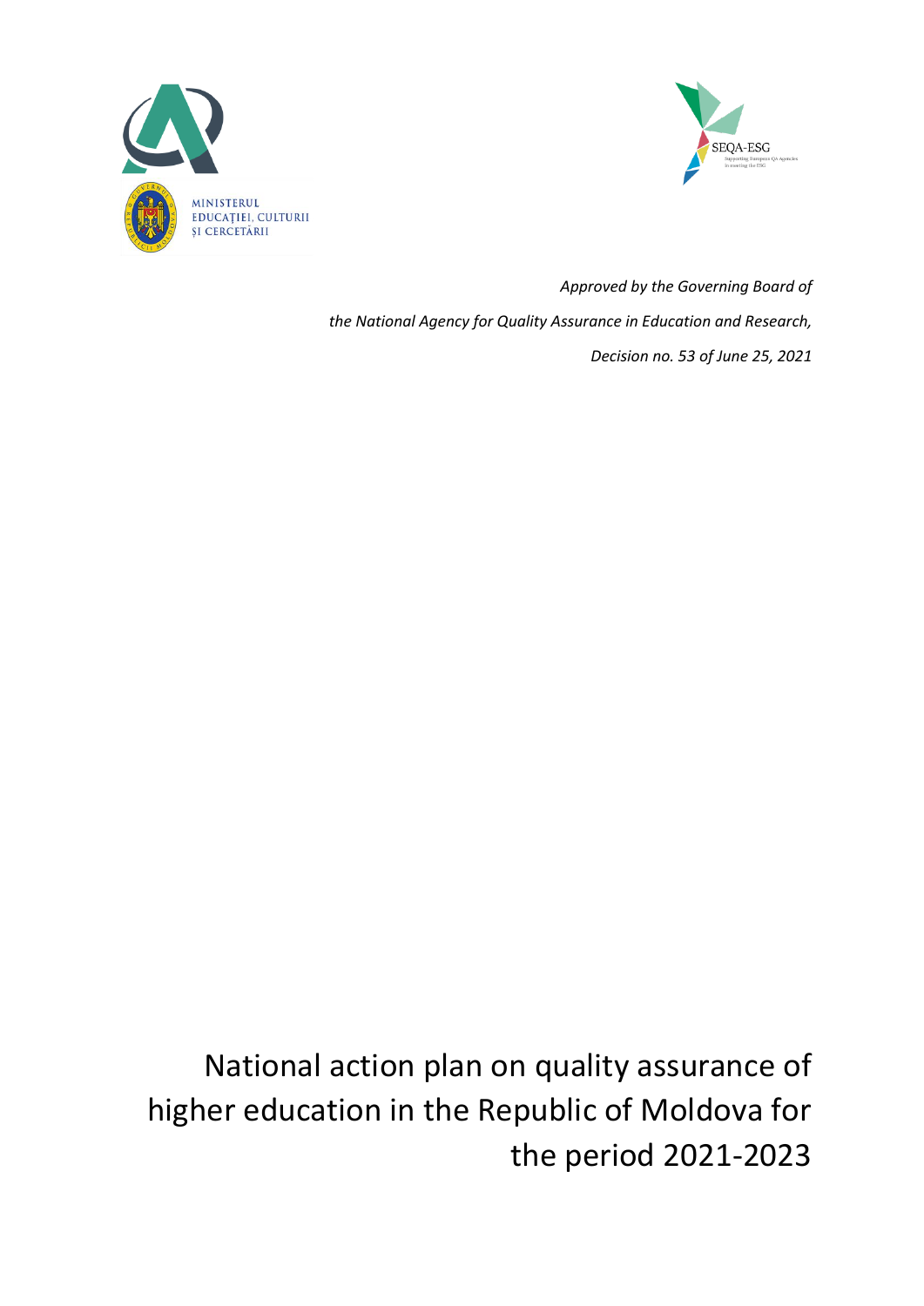MINISTERUL EDUCAȚIEI, CULTURII ȘI CERCETĂRII

SEQA-ESG
Supporting European QA Agencies in meeting the ESG

*Approved by the Governing Board of*

*the National Agency for Quality Assurance in Education and Research,*

*Decision no. 53 of June 25, 2021*

# National action plan on quality assurance of higher education in the Republic of Moldova for the period 2021-2023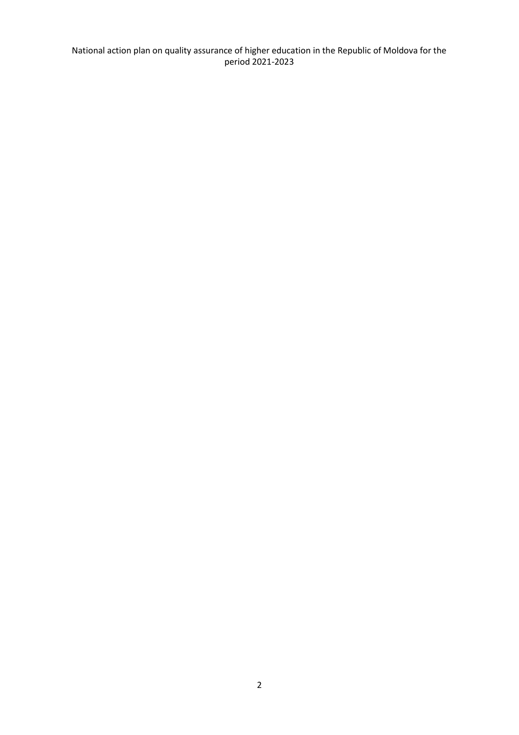National action plan on quality assurance of higher education in the Republic of Moldova for the period 2021-2023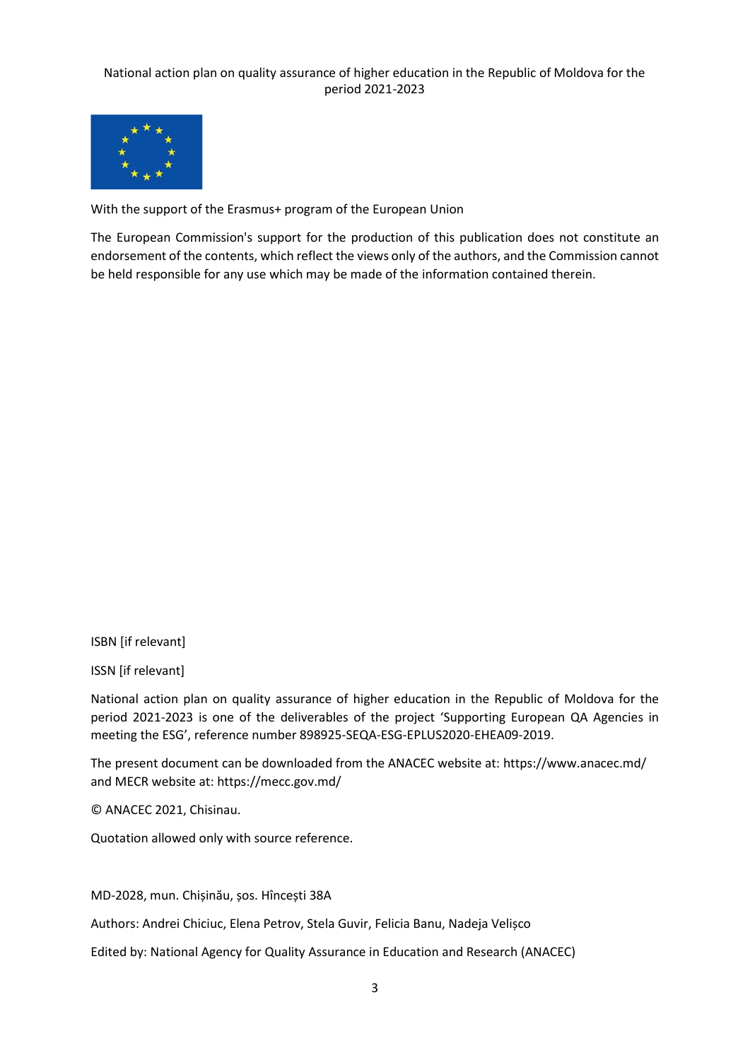National action plan on quality assurance of higher education in the Republic of Moldova for the period 2021-2023

With the support of the Erasmus+ program of the European Union

The European Commission's support for the production of this publication does not constitute an endorsement of the contents, which reflect the views only of the authors, and the Commission cannot be held responsible for any use which may be made of the information contained therein.

ISBN [if relevant]

ISSN [if relevant]

National action plan on quality assurance of higher education in the Republic of Moldova for the period 2021-2023 is one of the deliverables of the project 'Supporting European QA Agencies in meeting the ESG', reference number 898925-SEQA-ESG-EPLUS2020-EHEA09-2019.

The present document can be downloaded from the ANACEC website at: https://www.anacec.md/ and MECR website at: https://mecc.gov.md/

© ANACEC 2021, Chisinau.

Quotation allowed only with source reference.

MD-2028, mun. Chișinău, șos. Hîncești 38A

Authors: Andrei Chiciuc, Elena Petrov, Stela Guvir, Felicia Banu, Nadeja Velișco

Edited by: National Agency for Quality Assurance in Education and Research (ANACEC)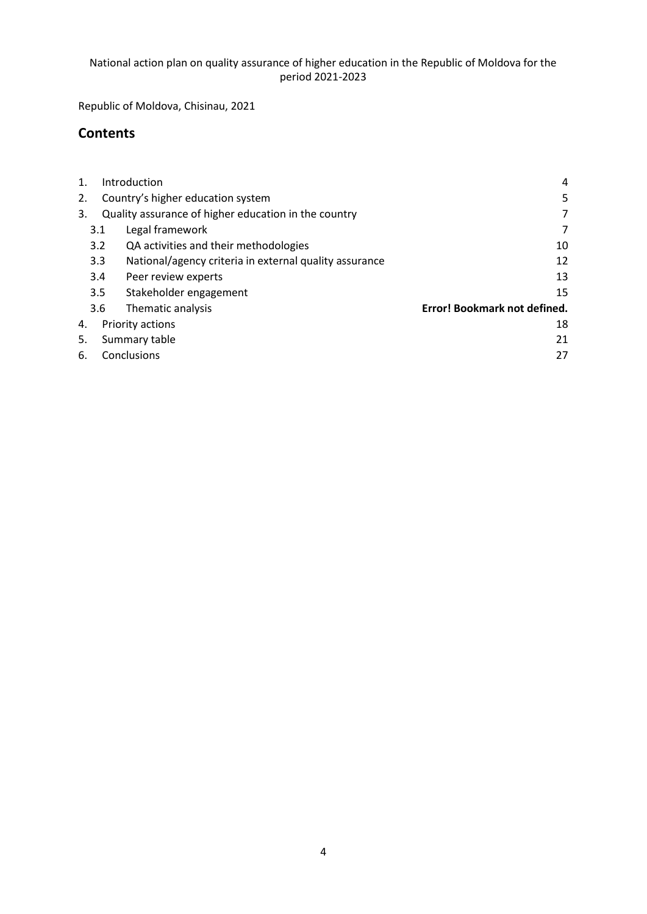National action plan on quality assurance of higher education in the Republic of Moldova for the period 2021-2023

Republic of Moldova, Chisinau, 2021

## Contents

| | | |
|---|---|---|
| 1. | Introduction | 4 |
| 2. | Country's higher education system | 5 |
| 3. | Quality assurance of higher education in the country | 7 |
| 3.1 | Legal framework | 7 |
| 3.2 | QA activities and their methodologies | 10 |
| 3.3 | National/agency criteria in external quality assurance | 12 |
| 3.4 | Peer review experts | 13 |
| 3.5 | Stakeholder engagement | 15 |
| 3.6 | Thematic analysis | **Error! Bookmark not defined.** |
| 4. | Priority actions | 18 |
| 5. | Summary table | 21 |
| 6. | Conclusions | 27 |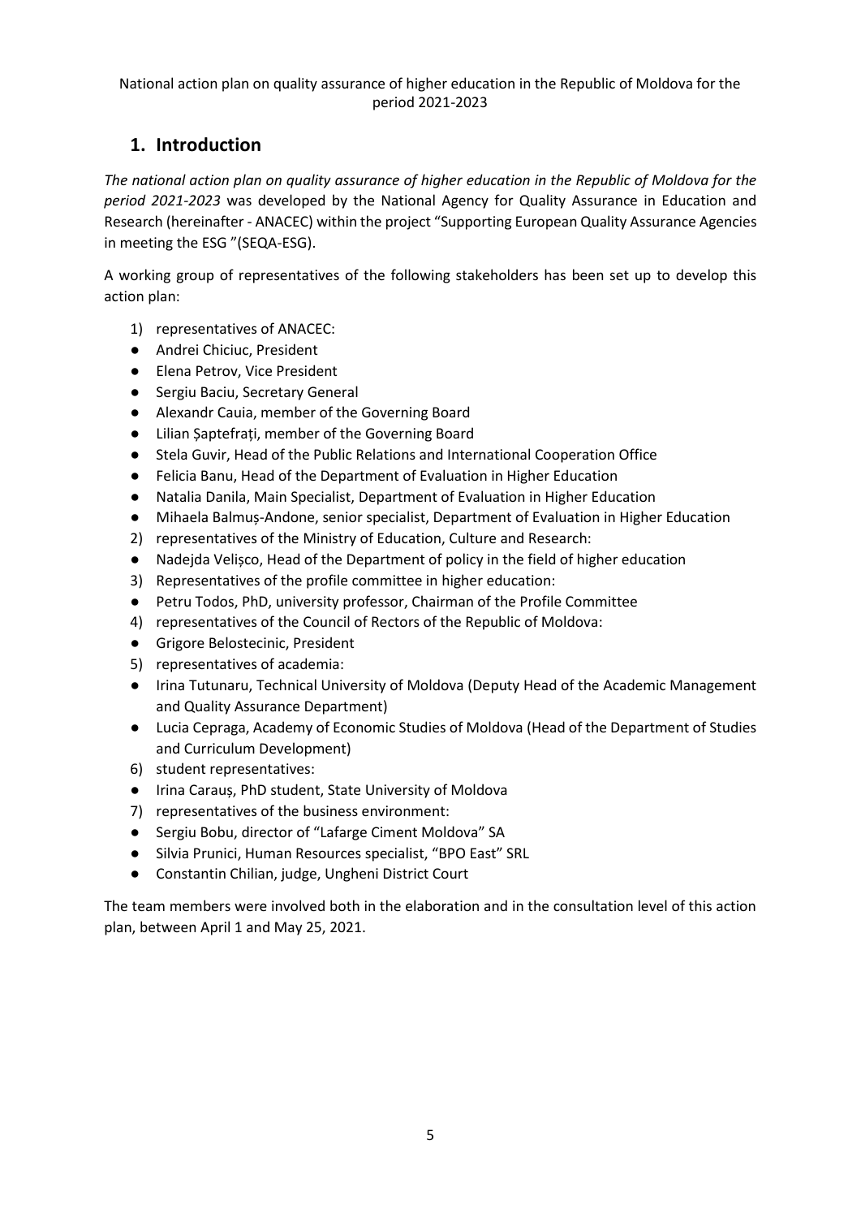National action plan on quality assurance of higher education in the Republic of Moldova for the period 2021-2023

## 1. Introduction

*The national action plan on quality assurance of higher education in the Republic of Moldova for the period 2021-2023* was developed by the National Agency for Quality Assurance in Education and Research (hereinafter - ANACEC) within the project "Supporting European Quality Assurance Agencies in meeting the ESG "(SEQA-ESG).

A working group of representatives of the following stakeholders has been set up to develop this action plan:

1) representatives of ANACEC:
- Andrei Chiciuc, President
- Elena Petrov, Vice President
- Sergiu Baciu, Secretary General
- Alexandr Cauia, member of the Governing Board
- Lilian Șaptefrați, member of the Governing Board
- Stela Guvir, Head of the Public Relations and International Cooperation Office
- Felicia Banu, Head of the Department of Evaluation in Higher Education
- Natalia Danila, Main Specialist, Department of Evaluation in Higher Education
- Mihaela Balmuș-Andone, senior specialist, Department of Evaluation in Higher Education

2) representatives of the Ministry of Education, Culture and Research:
- Nadejda Velișco, Head of the Department of policy in the field of higher education

3) Representatives of the profile committee in higher education:
- Petru Todos, PhD, university professor, Chairman of the Profile Committee

4) representatives of the Council of Rectors of the Republic of Moldova:
- Grigore Belostecinic, President

5) representatives of academia:
- Irina Tutunaru, Technical University of Moldova (Deputy Head of the Academic Management and Quality Assurance Department)
- Lucia Cepraga, Academy of Economic Studies of Moldova (Head of the Department of Studies and Curriculum Development)

6) student representatives:
- Irina Carauș, PhD student, State University of Moldova

7) representatives of the business environment:
- Sergiu Bobu, director of "Lafarge Ciment Moldova" SA
- Silvia Prunici, Human Resources specialist, "BPO East" SRL
- Constantin Chilian, judge, Ungheni District Court

The team members were involved both in the elaboration and in the consultation level of this action plan, between April 1 and May 25, 2021.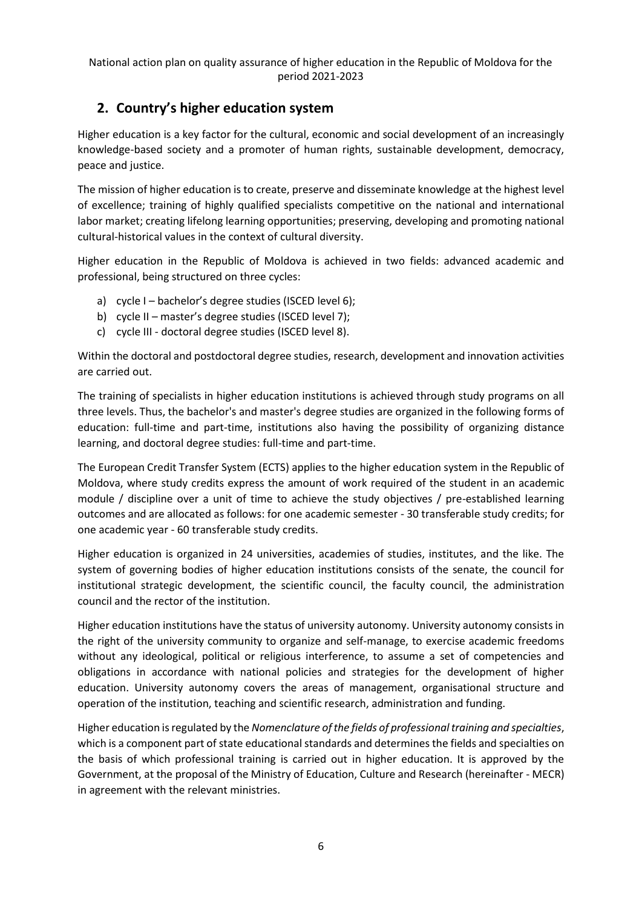## 2. Country's higher education system

Higher education is a key factor for the cultural, economic and social development of an increasingly knowledge-based society and a promoter of human rights, sustainable development, democracy, peace and justice.

The mission of higher education is to create, preserve and disseminate knowledge at the highest level of excellence; training of highly qualified specialists competitive on the national and international labor market; creating lifelong learning opportunities; preserving, developing and promoting national cultural-historical values in the context of cultural diversity.

Higher education in the Republic of Moldova is achieved in two fields: advanced academic and professional, being structured on three cycles:

a) cycle I – bachelor's degree studies (ISCED level 6);
b) cycle II – master's degree studies (ISCED level 7);
c) cycle III - doctoral degree studies (ISCED level 8).

Within the doctoral and postdoctoral degree studies, research, development and innovation activities are carried out.

The training of specialists in higher education institutions is achieved through study programs on all three levels. Thus, the bachelor's and master's degree studies are organized in the following forms of education: full-time and part-time, institutions also having the possibility of organizing distance learning, and doctoral degree studies: full-time and part-time.

The European Credit Transfer System (ECTS) applies to the higher education system in the Republic of Moldova, where study credits express the amount of work required of the student in an academic module / discipline over a unit of time to achieve the study objectives / pre-established learning outcomes and are allocated as follows: for one academic semester - 30 transferable study credits; for one academic year - 60 transferable study credits.

Higher education is organized in 24 universities, academies of studies, institutes, and the like. The system of governing bodies of higher education institutions consists of the senate, the council for institutional strategic development, the scientific council, the faculty council, the administration council and the rector of the institution.

Higher education institutions have the status of university autonomy. University autonomy consists in the right of the university community to organize and self-manage, to exercise academic freedoms without any ideological, political or religious interference, to assume a set of competencies and obligations in accordance with national policies and strategies for the development of higher education. University autonomy covers the areas of management, organisational structure and operation of the institution, teaching and scientific research, administration and funding.

Higher education is regulated by the *Nomenclature of the fields of professional training and specialties*, which is a component part of state educational standards and determines the fields and specialties on the basis of which professional training is carried out in higher education. It is approved by the Government, at the proposal of the Ministry of Education, Culture and Research (hereinafter - MECR) in agreement with the relevant ministries.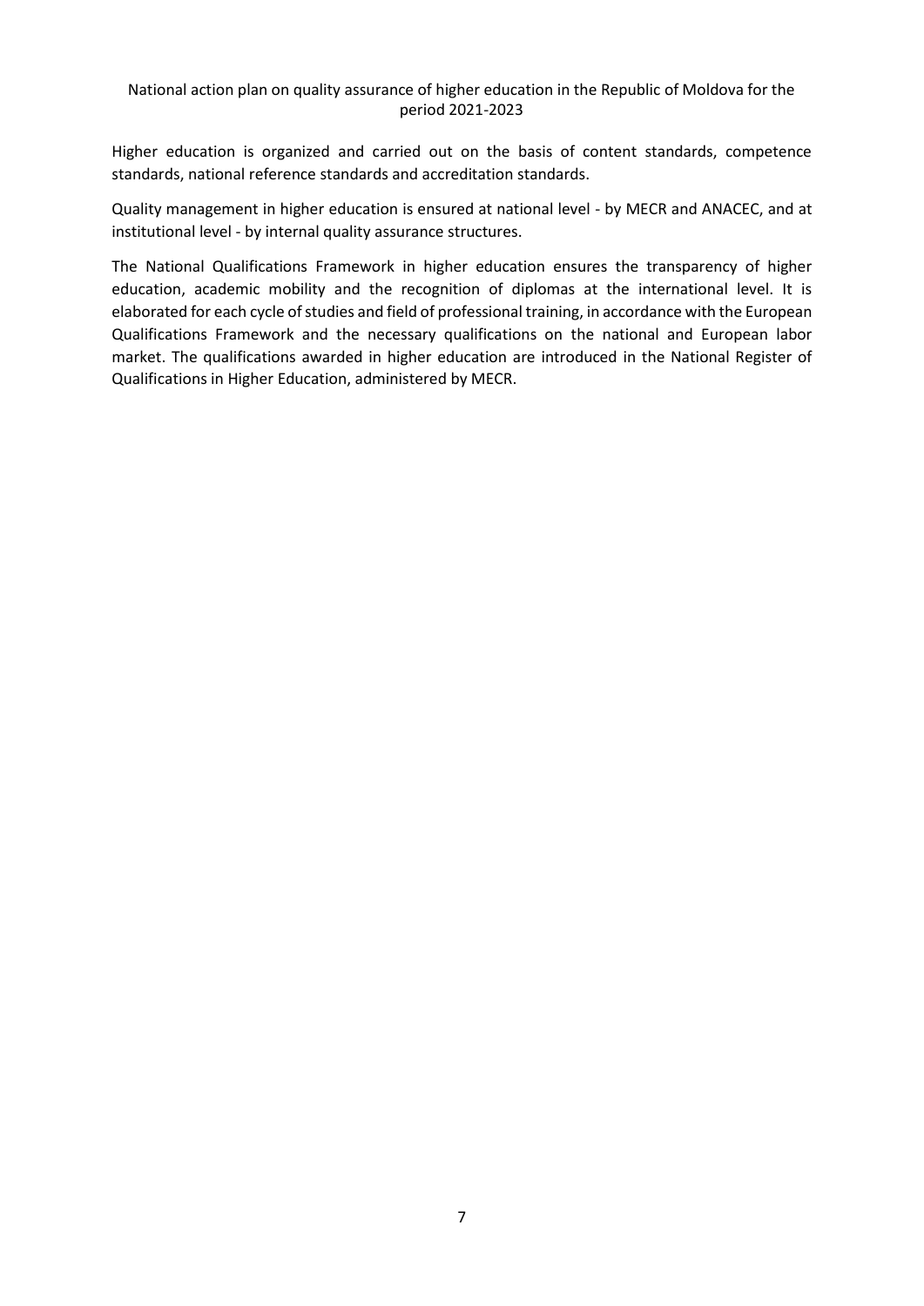Higher education is organized and carried out on the basis of content standards, competence standards, national reference standards and accreditation standards.

Quality management in higher education is ensured at national level - by MECR and ANACEC, and at institutional level - by internal quality assurance structures.

The National Qualifications Framework in higher education ensures the transparency of higher education, academic mobility and the recognition of diplomas at the international level. It is elaborated for each cycle of studies and field of professional training, in accordance with the European Qualifications Framework and the necessary qualifications on the national and European labor market. The qualifications awarded in higher education are introduced in the National Register of Qualifications in Higher Education, administered by MECR.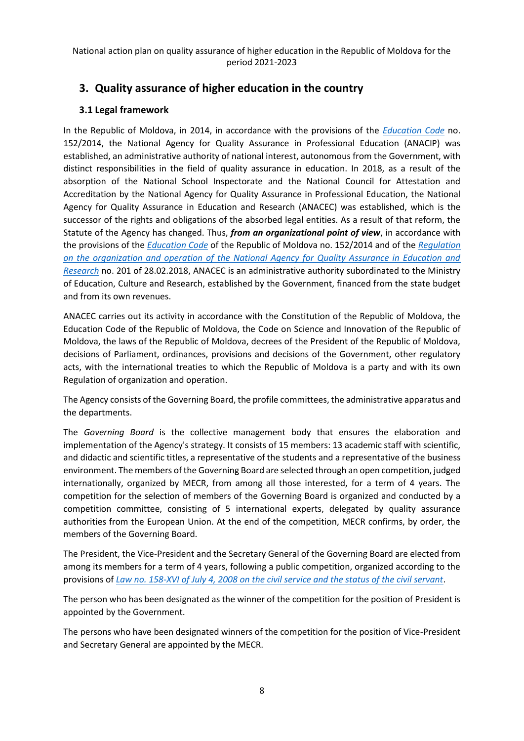## 3. Quality assurance of higher education in the country

### 3.1 Legal framework

In the Republic of Moldova, in 2014, in accordance with the provisions of the *Education Code* no. 152/2014, the National Agency for Quality Assurance in Professional Education (ANACIP) was established, an administrative authority of national interest, autonomous from the Government, with distinct responsibilities in the field of quality assurance in education. In 2018, as a result of the absorption of the National School Inspectorate and the National Council for Attestation and Accreditation by the National Agency for Quality Assurance in Professional Education, the National Agency for Quality Assurance in Education and Research (ANACEC) was established, which is the successor of the rights and obligations of the absorbed legal entities. As a result of that reform, the Statute of the Agency has changed. Thus, ***from an organizational point of view***, in accordance with the provisions of the *Education Code* of the Republic of Moldova no. 152/2014 and of the *Regulation on the organization and operation of the National Agency for Quality Assurance in Education and Research* no. 201 of 28.02.2018, ANACEC is an administrative authority subordinated to the Ministry of Education, Culture and Research, established by the Government, financed from the state budget and from its own revenues.

ANACEC carries out its activity in accordance with the Constitution of the Republic of Moldova, the Education Code of the Republic of Moldova, the Code on Science and Innovation of the Republic of Moldova, the laws of the Republic of Moldova, decrees of the President of the Republic of Moldova, decisions of Parliament, ordinances, provisions and decisions of the Government, other regulatory acts, with the international treaties to which the Republic of Moldova is a party and with its own Regulation of organization and operation.

The Agency consists of the Governing Board, the profile committees, the administrative apparatus and the departments.

The *Governing Board* is the collective management body that ensures the elaboration and implementation of the Agency's strategy. It consists of 15 members: 13 academic staff with scientific, and didactic and scientific titles, a representative of the students and a representative of the business environment. The members of the Governing Board are selected through an open competition, judged internationally, organized by MECR, from among all those interested, for a term of 4 years. The competition for the selection of members of the Governing Board is organized and conducted by a competition committee, consisting of 5 international experts, delegated by quality assurance authorities from the European Union. At the end of the competition, MECR confirms, by order, the members of the Governing Board.

The President, the Vice-President and the Secretary General of the Governing Board are elected from among its members for a term of 4 years, following a public competition, organized according to the provisions of *Law no. 158-XVI of July 4, 2008 on the civil service and the status of the civil servant*.

The person who has been designated as the winner of the competition for the position of President is appointed by the Government.

The persons who have been designated winners of the competition for the position of Vice-President and Secretary General are appointed by the MECR.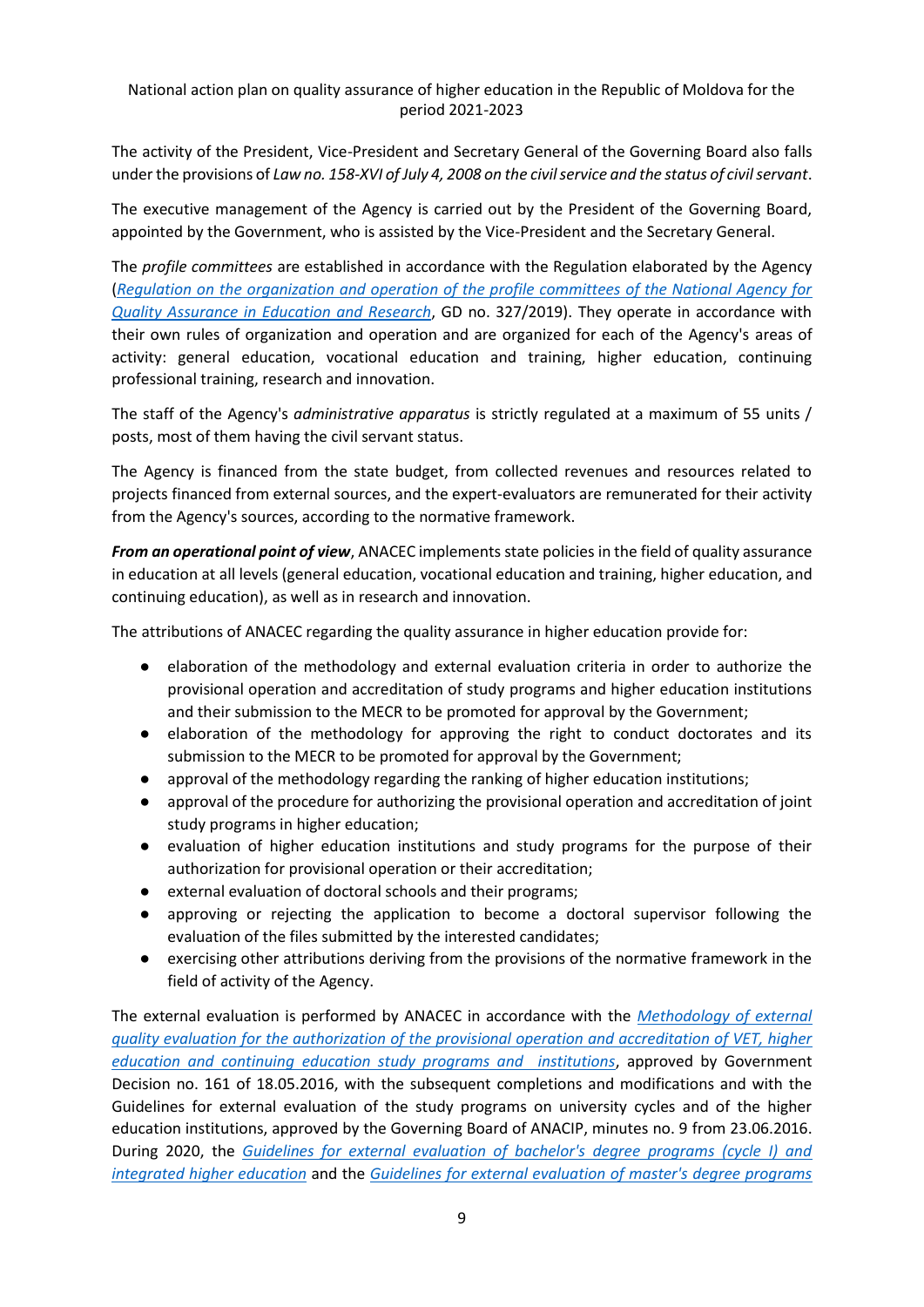The activity of the President, Vice-President and Secretary General of the Governing Board also falls under the provisions of *Law no. 158-XVI of July 4, 2008 on the civil service and the status of civil servant*.

The executive management of the Agency is carried out by the President of the Governing Board, appointed by the Government, who is assisted by the Vice-President and the Secretary General.

The *profile committees* are established in accordance with the Regulation elaborated by the Agency (*Regulation on the organization and operation of the profile committees of the National Agency for Quality Assurance in Education and Research*, GD no. 327/2019). They operate in accordance with their own rules of organization and operation and are organized for each of the Agency's areas of activity: general education, vocational education and training, higher education, continuing professional training, research and innovation.

The staff of the Agency's *administrative apparatus* is strictly regulated at a maximum of 55 units / posts, most of them having the civil servant status.

The Agency is financed from the state budget, from collected revenues and resources related to projects financed from external sources, and the expert-evaluators are remunerated for their activity from the Agency's sources, according to the normative framework.

***From an operational point of view***, ANACEC implements state policies in the field of quality assurance in education at all levels (general education, vocational education and training, higher education, and continuing education), as well as in research and innovation.

The attributions of ANACEC regarding the quality assurance in higher education provide for:

- elaboration of the methodology and external evaluation criteria in order to authorize the provisional operation and accreditation of study programs and higher education institutions and their submission to the MECR to be promoted for approval by the Government;
- elaboration of the methodology for approving the right to conduct doctorates and its submission to the MECR to be promoted for approval by the Government;
- approval of the methodology regarding the ranking of higher education institutions;
- approval of the procedure for authorizing the provisional operation and accreditation of joint study programs in higher education;
- evaluation of higher education institutions and study programs for the purpose of their authorization for provisional operation or their accreditation;
- external evaluation of doctoral schools and their programs;
- approving or rejecting the application to become a doctoral supervisor following the evaluation of the files submitted by the interested candidates;
- exercising other attributions deriving from the provisions of the normative framework in the field of activity of the Agency.

The external evaluation is performed by ANACEC in accordance with the *Methodology of external quality evaluation for the authorization of the provisional operation and accreditation of VET, higher education and continuing education study programs and institutions*, approved by Government Decision no. 161 of 18.05.2016, with the subsequent completions and modifications and with the Guidelines for external evaluation of the study programs on university cycles and of the higher education institutions, approved by the Governing Board of ANACIP, minutes no. 9 from 23.06.2016. During 2020, the *Guidelines for external evaluation of bachelor's degree programs (cycle I) and integrated higher education* and the *Guidelines for external evaluation of master's degree programs*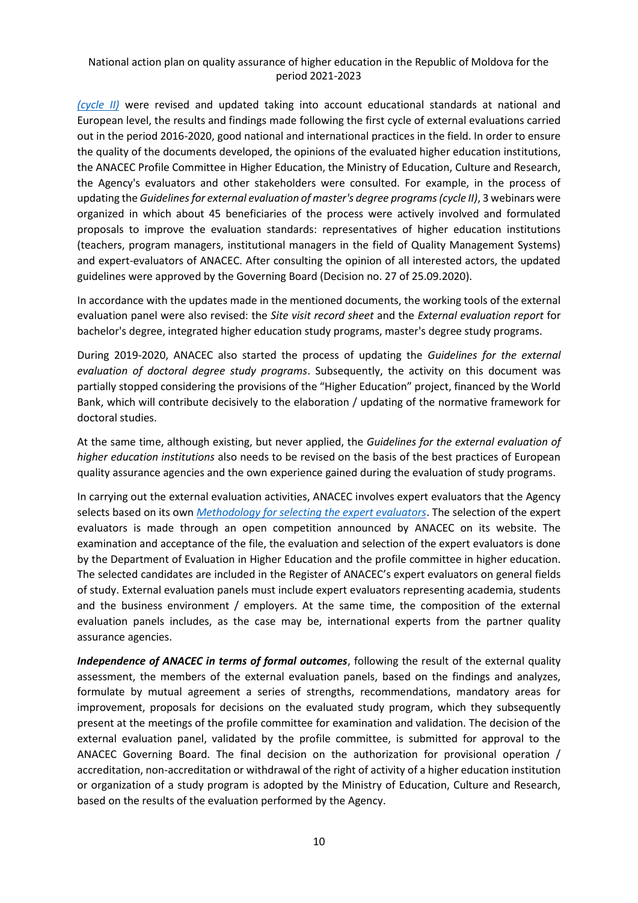*(cycle II)* were revised and updated taking into account educational standards at national and European level, the results and findings made following the first cycle of external evaluations carried out in the period 2016-2020, good national and international practices in the field. In order to ensure the quality of the documents developed, the opinions of the evaluated higher education institutions, the ANACEC Profile Committee in Higher Education, the Ministry of Education, Culture and Research, the Agency's evaluators and other stakeholders were consulted. For example, in the process of updating the *Guidelines for external evaluation of master's degree programs (cycle II)*, 3 webinars were organized in which about 45 beneficiaries of the process were actively involved and formulated proposals to improve the evaluation standards: representatives of higher education institutions (teachers, program managers, institutional managers in the field of Quality Management Systems) and expert-evaluators of ANACEC. After consulting the opinion of all interested actors, the updated guidelines were approved by the Governing Board (Decision no. 27 of 25.09.2020).

In accordance with the updates made in the mentioned documents, the working tools of the external evaluation panel were also revised: the *Site visit record sheet* and the *External evaluation report* for bachelor's degree, integrated higher education study programs, master's degree study programs.

During 2019-2020, ANACEC also started the process of updating the *Guidelines for the external evaluation of doctoral degree study programs*. Subsequently, the activity on this document was partially stopped considering the provisions of the "Higher Education" project, financed by the World Bank, which will contribute decisively to the elaboration / updating of the normative framework for doctoral studies.

At the same time, although existing, but never applied, the *Guidelines for the external evaluation of higher education institutions* also needs to be revised on the basis of the best practices of European quality assurance agencies and the own experience gained during the evaluation of study programs.

In carrying out the external evaluation activities, ANACEC involves expert evaluators that the Agency selects based on its own *Methodology for selecting the expert evaluators*. The selection of the expert evaluators is made through an open competition announced by ANACEC on its website. The examination and acceptance of the file, the evaluation and selection of the expert evaluators is done by the Department of Evaluation in Higher Education and the profile committee in higher education. The selected candidates are included in the Register of ANACEC's expert evaluators on general fields of study. External evaluation panels must include expert evaluators representing academia, students and the business environment / employers. At the same time, the composition of the external evaluation panels includes, as the case may be, international experts from the partner quality assurance agencies.

***Independence of ANACEC in terms of formal outcomes***, following the result of the external quality assessment, the members of the external evaluation panels, based on the findings and analyzes, formulate by mutual agreement a series of strengths, recommendations, mandatory areas for improvement, proposals for decisions on the evaluated study program, which they subsequently present at the meetings of the profile committee for examination and validation. The decision of the external evaluation panel, validated by the profile committee, is submitted for approval to the ANACEC Governing Board. The final decision on the authorization for provisional operation / accreditation, non-accreditation or withdrawal of the right of activity of a higher education institution or organization of a study program is adopted by the Ministry of Education, Culture and Research, based on the results of the evaluation performed by the Agency.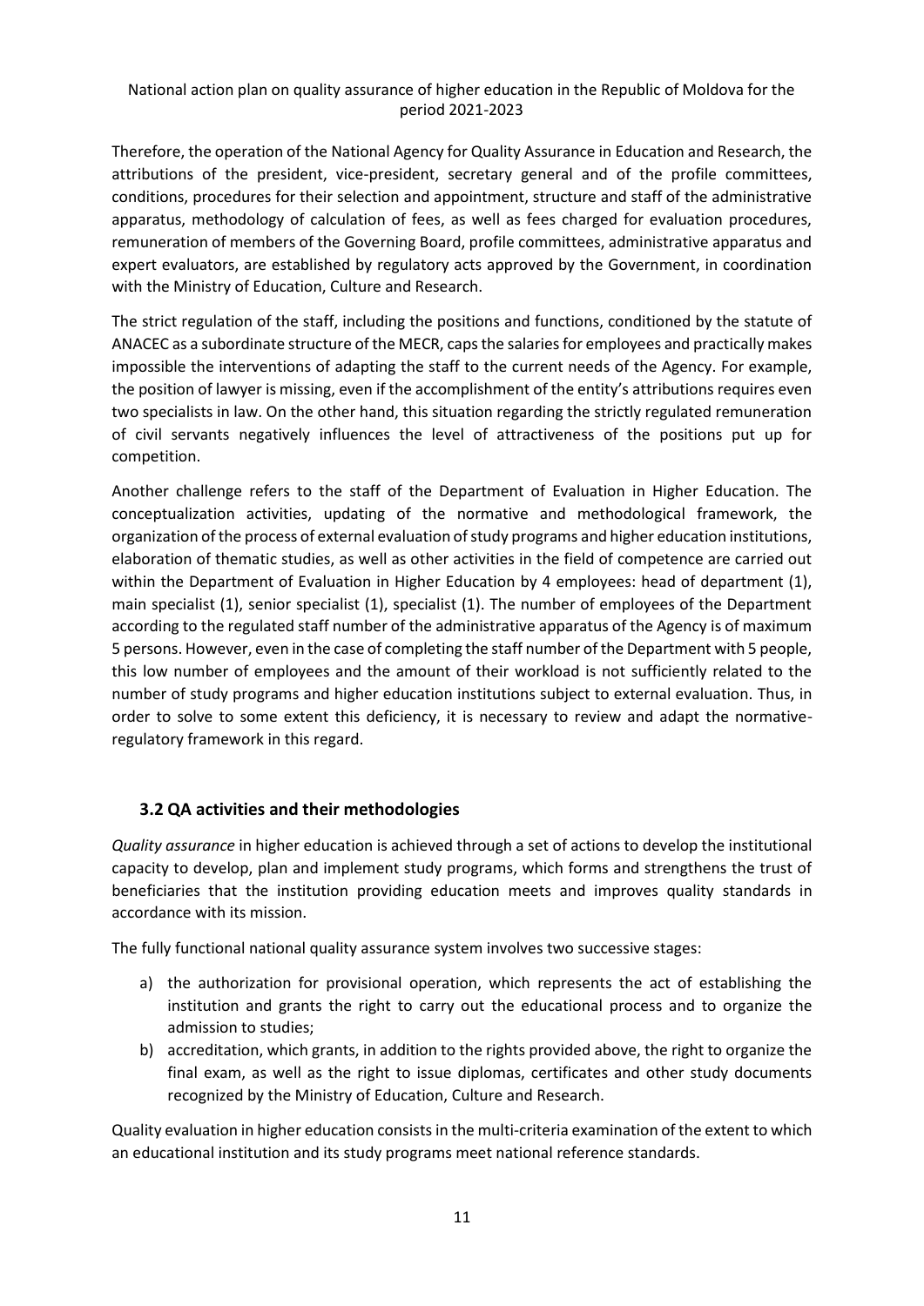Therefore, the operation of the National Agency for Quality Assurance in Education and Research, the attributions of the president, vice-president, secretary general and of the profile committees, conditions, procedures for their selection and appointment, structure and staff of the administrative apparatus, methodology of calculation of fees, as well as fees charged for evaluation procedures, remuneration of members of the Governing Board, profile committees, administrative apparatus and expert evaluators, are established by regulatory acts approved by the Government, in coordination with the Ministry of Education, Culture and Research.

The strict regulation of the staff, including the positions and functions, conditioned by the statute of ANACEC as a subordinate structure of the MECR, caps the salaries for employees and practically makes impossible the interventions of adapting the staff to the current needs of the Agency. For example, the position of lawyer is missing, even if the accomplishment of the entity's attributions requires even two specialists in law. On the other hand, this situation regarding the strictly regulated remuneration of civil servants negatively influences the level of attractiveness of the positions put up for competition.

Another challenge refers to the staff of the Department of Evaluation in Higher Education. The conceptualization activities, updating of the normative and methodological framework, the organization of the process of external evaluation of study programs and higher education institutions, elaboration of thematic studies, as well as other activities in the field of competence are carried out within the Department of Evaluation in Higher Education by 4 employees: head of department (1), main specialist (1), senior specialist (1), specialist (1). The number of employees of the Department according to the regulated staff number of the administrative apparatus of the Agency is of maximum 5 persons. However, even in the case of completing the staff number of the Department with 5 people, this low number of employees and the amount of their workload is not sufficiently related to the number of study programs and higher education institutions subject to external evaluation. Thus, in order to solve to some extent this deficiency, it is necessary to review and adapt the normative-regulatory framework in this regard.

### 3.2 QA activities and their methodologies

*Quality assurance* in higher education is achieved through a set of actions to develop the institutional capacity to develop, plan and implement study programs, which forms and strengthens the trust of beneficiaries that the institution providing education meets and improves quality standards in accordance with its mission.

The fully functional national quality assurance system involves two successive stages:

a) the authorization for provisional operation, which represents the act of establishing the institution and grants the right to carry out the educational process and to organize the admission to studies;
b) accreditation, which grants, in addition to the rights provided above, the right to organize the final exam, as well as the right to issue diplomas, certificates and other study documents recognized by the Ministry of Education, Culture and Research.

Quality evaluation in higher education consists in the multi-criteria examination of the extent to which an educational institution and its study programs meet national reference standards.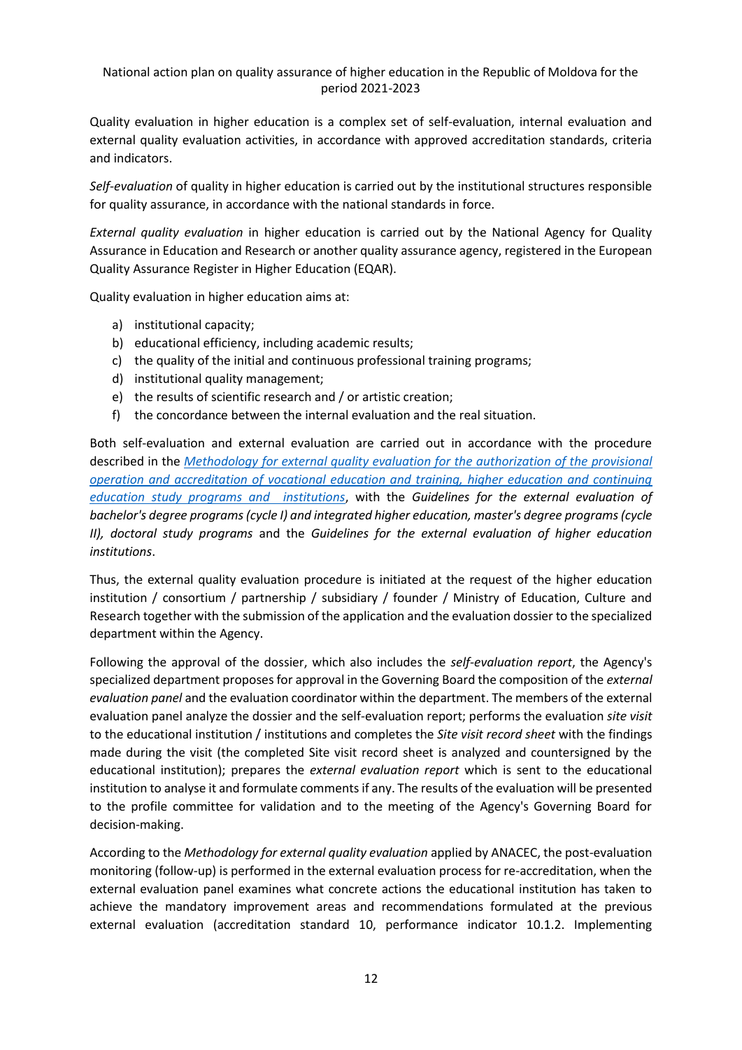National action plan on quality assurance of higher education in the Republic of Moldova for the period 2021-2023

Quality evaluation in higher education is a complex set of self-evaluation, internal evaluation and external quality evaluation activities, in accordance with approved accreditation standards, criteria and indicators.

*Self-evaluation* of quality in higher education is carried out by the institutional structures responsible for quality assurance, in accordance with the national standards in force.

*External quality evaluation* in higher education is carried out by the National Agency for Quality Assurance in Education and Research or another quality assurance agency, registered in the European Quality Assurance Register in Higher Education (EQAR).

Quality evaluation in higher education aims at:

a) institutional capacity;
b) educational efficiency, including academic results;
c) the quality of the initial and continuous professional training programs;
d) institutional quality management;
e) the results of scientific research and / or artistic creation;
f) the concordance between the internal evaluation and the real situation.

Both self-evaluation and external evaluation are carried out in accordance with the procedure described in the *Methodology for external quality evaluation for the authorization of the provisional operation and accreditation of vocational education and training, higher education and continuing education study programs and institutions*, with the ***Guidelines for the external evaluation of bachelor's degree programs (cycle I) and integrated higher education, master's degree programs (cycle II), doctoral study programs*** and the ***Guidelines for the external evaluation of higher education institutions***.

Thus, the external quality evaluation procedure is initiated at the request of the higher education institution / consortium / partnership / subsidiary / founder / Ministry of Education, Culture and Research together with the submission of the application and the evaluation dossier to the specialized department within the Agency.

Following the approval of the dossier, which also includes the *self-evaluation report*, the Agency's specialized department proposes for approval in the Governing Board the composition of the *external evaluation panel* and the evaluation coordinator within the department. The members of the external evaluation panel analyze the dossier and the self-evaluation report; performs the evaluation *site visit* to the educational institution / institutions and completes the *Site visit record sheet* with the findings made during the visit (the completed Site visit record sheet is analyzed and countersigned by the educational institution); prepares the *external evaluation report* which is sent to the educational institution to analyse it and formulate comments if any. The results of the evaluation will be presented to the profile committee for validation and to the meeting of the Agency's Governing Board for decision-making.

According to the *Methodology for external quality evaluation* applied by ANACEC, the post-evaluation monitoring (follow-up) is performed in the external evaluation process for re-accreditation, when the external evaluation panel examines what concrete actions the educational institution has taken to achieve the mandatory improvement areas and recommendations formulated at the previous external evaluation (accreditation standard 10, performance indicator 10.1.2. Implementing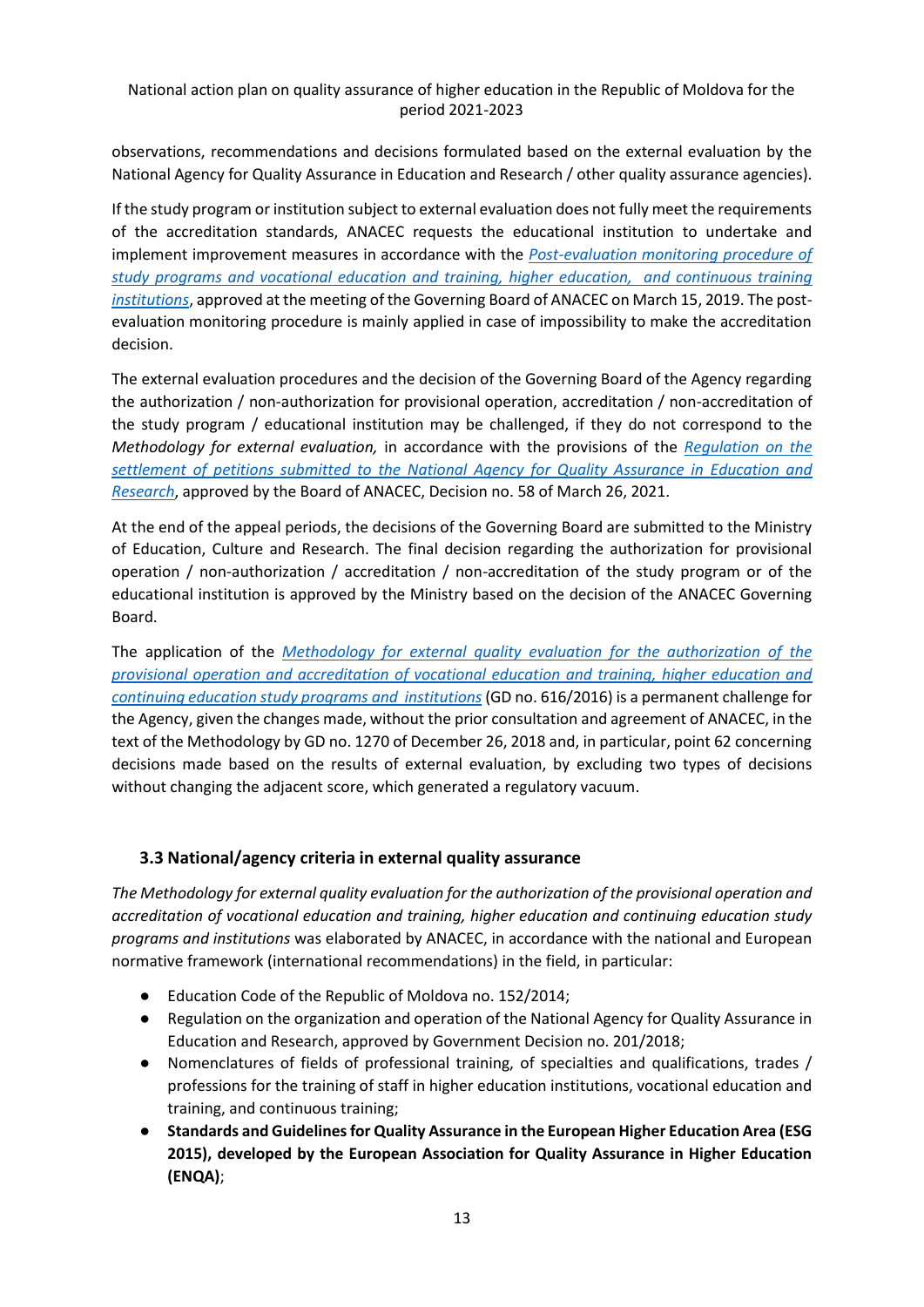observations, recommendations and decisions formulated based on the external evaluation by the National Agency for Quality Assurance in Education and Research / other quality assurance agencies).

If the study program or institution subject to external evaluation does not fully meet the requirements of the accreditation standards, ANACEC requests the educational institution to undertake and implement improvement measures in accordance with the *Post-evaluation monitoring procedure of study programs and vocational education and training, higher education, and continuous training institutions*, approved at the meeting of the Governing Board of ANACEC on March 15, 2019. The post-evaluation monitoring procedure is mainly applied in case of impossibility to make the accreditation decision.

The external evaluation procedures and the decision of the Governing Board of the Agency regarding the authorization / non-authorization for provisional operation, accreditation / non-accreditation of the study program / educational institution may be challenged, if they do not correspond to the *Methodology for external evaluation,* in accordance with the provisions of the *Regulation on the settlement of petitions submitted to the National Agency for Quality Assurance in Education and Research*, approved by the Board of ANACEC, Decision no. 58 of March 26, 2021.

At the end of the appeal periods, the decisions of the Governing Board are submitted to the Ministry of Education, Culture and Research. The final decision regarding the authorization for provisional operation / non-authorization / accreditation / non-accreditation of the study program or of the educational institution is approved by the Ministry based on the decision of the ANACEC Governing Board.

The application of the *Methodology for external quality evaluation for the authorization of the provisional operation and accreditation of vocational education and training, higher education and continuing education study programs and institutions* (GD no. 616/2016) is a permanent challenge for the Agency, given the changes made, without the prior consultation and agreement of ANACEC, in the text of the Methodology by GD no. 1270 of December 26, 2018 and, in particular, point 62 concerning decisions made based on the results of external evaluation, by excluding two types of decisions without changing the adjacent score, which generated a regulatory vacuum.

### 3.3 National/agency criteria in external quality assurance

*The Methodology for external quality evaluation for the authorization of the provisional operation and accreditation of vocational education and training, higher education and continuing education study programs and institutions* was elaborated by ANACEC, in accordance with the national and European normative framework (international recommendations) in the field, in particular:

- Education Code of the Republic of Moldova no. 152/2014;
- Regulation on the organization and operation of the National Agency for Quality Assurance in Education and Research, approved by Government Decision no. 201/2018;
- Nomenclatures of fields of professional training, of specialties and qualifications, trades / professions for the training of staff in higher education institutions, vocational education and training, and continuous training;
- **Standards and Guidelines for Quality Assurance in the European Higher Education Area (ESG 2015), developed by the European Association for Quality Assurance in Higher Education (ENQA)**;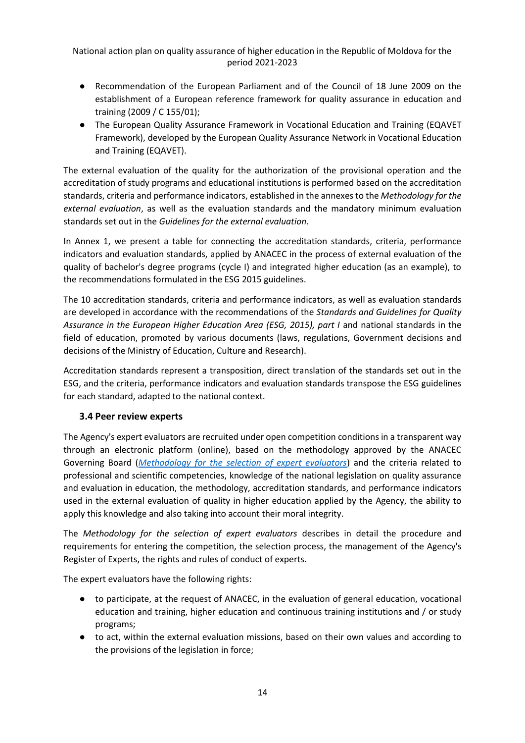- Recommendation of the European Parliament and of the Council of 18 June 2009 on the establishment of a European reference framework for quality assurance in education and training (2009 / C 155/01);
- The European Quality Assurance Framework in Vocational Education and Training (EQAVET Framework), developed by the European Quality Assurance Network in Vocational Education and Training (EQAVET).

The external evaluation of the quality for the authorization of the provisional operation and the accreditation of study programs and educational institutions is performed based on the accreditation standards, criteria and performance indicators, established in the annexes to the *Methodology for the external evaluation*, as well as the evaluation standards and the mandatory minimum evaluation standards set out in the *Guidelines for the external evaluation*.

In Annex 1, we present a table for connecting the accreditation standards, criteria, performance indicators and evaluation standards, applied by ANACEC in the process of external evaluation of the quality of bachelor's degree programs (cycle I) and integrated higher education (as an example), to the recommendations formulated in the ESG 2015 guidelines.

The 10 accreditation standards, criteria and performance indicators, as well as evaluation standards are developed in accordance with the recommendations of the *Standards and Guidelines for Quality Assurance in the European Higher Education Area (ESG, 2015), part I* and national standards in the field of education, promoted by various documents (laws, regulations, Government decisions and decisions of the Ministry of Education, Culture and Research).

Accreditation standards represent a transposition, direct translation of the standards set out in the ESG, and the criteria, performance indicators and evaluation standards transpose the ESG guidelines for each standard, adapted to the national context.

### 3.4 Peer review experts

The Agency's expert evaluators are recruited under open competition conditions in a transparent way through an electronic platform (online), based on the methodology approved by the ANACEC Governing Board (*Methodology for the selection of expert evaluators*) and the criteria related to professional and scientific competencies, knowledge of the national legislation on quality assurance and evaluation in education, the methodology, accreditation standards, and performance indicators used in the external evaluation of quality in higher education applied by the Agency, the ability to apply this knowledge and also taking into account their moral integrity.

The *Methodology for the selection of expert evaluators* describes in detail the procedure and requirements for entering the competition, the selection process, the management of the Agency's Register of Experts, the rights and rules of conduct of experts.

The expert evaluators have the following rights:

- to participate, at the request of ANACEC, in the evaluation of general education, vocational education and training, higher education and continuous training institutions and / or study programs;
- to act, within the external evaluation missions, based on their own values and according to the provisions of the legislation in force;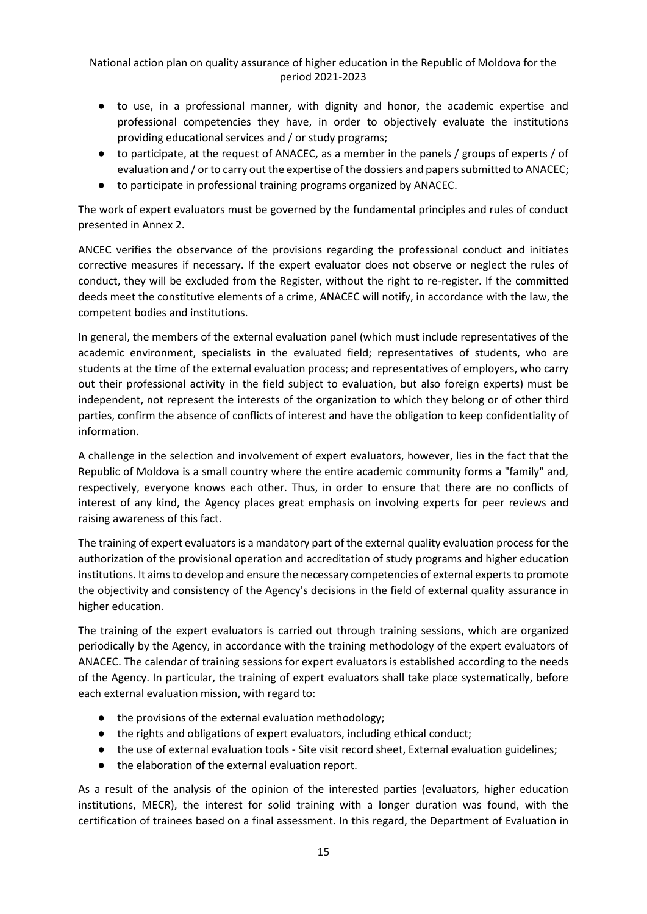- to use, in a professional manner, with dignity and honor, the academic expertise and professional competencies they have, in order to objectively evaluate the institutions providing educational services and / or study programs;
- to participate, at the request of ANACEC, as a member in the panels / groups of experts / of evaluation and / or to carry out the expertise of the dossiers and papers submitted to ANACEC;
- to participate in professional training programs organized by ANACEC.

The work of expert evaluators must be governed by the fundamental principles and rules of conduct presented in Annex 2.

ANCEC verifies the observance of the provisions regarding the professional conduct and initiates corrective measures if necessary. If the expert evaluator does not observe or neglect the rules of conduct, they will be excluded from the Register, without the right to re-register. If the committed deeds meet the constitutive elements of a crime, ANACEC will notify, in accordance with the law, the competent bodies and institutions.

In general, the members of the external evaluation panel (which must include representatives of the academic environment, specialists in the evaluated field; representatives of students, who are students at the time of the external evaluation process; and representatives of employers, who carry out their professional activity in the field subject to evaluation, but also foreign experts) must be independent, not represent the interests of the organization to which they belong or of other third parties, confirm the absence of conflicts of interest and have the obligation to keep confidentiality of information.

A challenge in the selection and involvement of expert evaluators, however, lies in the fact that the Republic of Moldova is a small country where the entire academic community forms a "family" and, respectively, everyone knows each other. Thus, in order to ensure that there are no conflicts of interest of any kind, the Agency places great emphasis on involving experts for peer reviews and raising awareness of this fact.

The training of expert evaluators is a mandatory part of the external quality evaluation process for the authorization of the provisional operation and accreditation of study programs and higher education institutions. It aims to develop and ensure the necessary competencies of external experts to promote the objectivity and consistency of the Agency's decisions in the field of external quality assurance in higher education.

The training of the expert evaluators is carried out through training sessions, which are organized periodically by the Agency, in accordance with the training methodology of the expert evaluators of ANACEC. The calendar of training sessions for expert evaluators is established according to the needs of the Agency. In particular, the training of expert evaluators shall take place systematically, before each external evaluation mission, with regard to:

- the provisions of the external evaluation methodology;
- the rights and obligations of expert evaluators, including ethical conduct;
- the use of external evaluation tools - Site visit record sheet, External evaluation guidelines;
- the elaboration of the external evaluation report.

As a result of the analysis of the opinion of the interested parties (evaluators, higher education institutions, MECR), the interest for solid training with a longer duration was found, with the certification of trainees based on a final assessment. In this regard, the Department of Evaluation in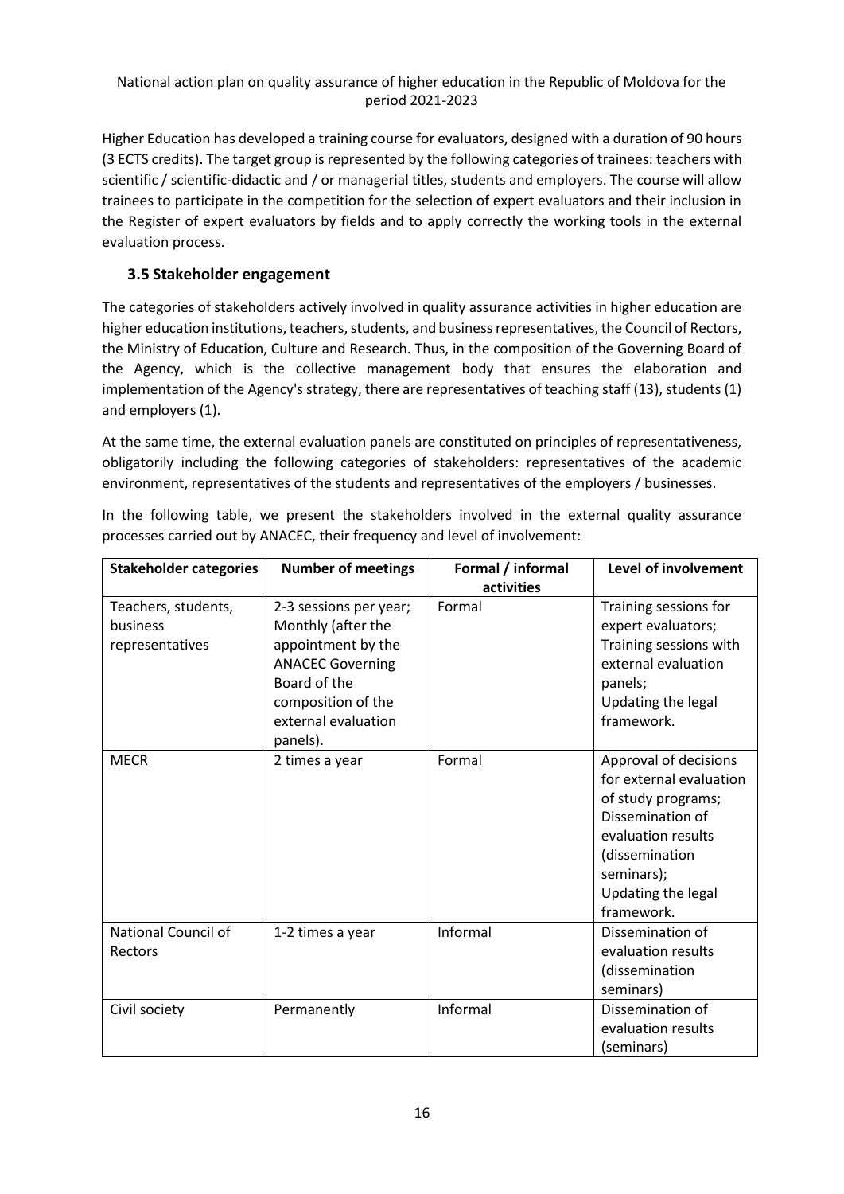Higher Education has developed a training course for evaluators, designed with a duration of 90 hours (3 ECTS credits). The target group is represented by the following categories of trainees: teachers with scientific / scientific-didactic and / or managerial titles, students and employers. The course will allow trainees to participate in the competition for the selection of expert evaluators and their inclusion in the Register of expert evaluators by fields and to apply correctly the working tools in the external evaluation process.

### 3.5 Stakeholder engagement

The categories of stakeholders actively involved in quality assurance activities in higher education are higher education institutions, teachers, students, and business representatives, the Council of Rectors, the Ministry of Education, Culture and Research. Thus, in the composition of the Governing Board of the Agency, which is the collective management body that ensures the elaboration and implementation of the Agency's strategy, there are representatives of teaching staff (13), students (1) and employers (1).

At the same time, the external evaluation panels are constituted on principles of representativeness, obligatorily including the following categories of stakeholders: representatives of the academic environment, representatives of the students and representatives of the employers / businesses.

In the following table, we present the stakeholders involved in the external quality assurance processes carried out by ANACEC, their frequency and level of involvement:

| Stakeholder categories | Number of meetings | Formal / informal activities | Level of involvement |
|---|---|---|---|
| Teachers, students, business representatives | 2-3 sessions per year; Monthly (after the appointment by the ANACEC Governing Board of the composition of the external evaluation panels). | Formal | Training sessions for expert evaluators; Training sessions with external evaluation panels; Updating the legal framework. |
| MECR | 2 times a year | Formal | Approval of decisions for external evaluation of study programs; Dissemination of evaluation results (dissemination seminars); Updating the legal framework. |
| National Council of Rectors | 1-2 times a year | Informal | Dissemination of evaluation results (dissemination seminars) |
| Civil society | Permanently | Informal | Dissemination of evaluation results (seminars) |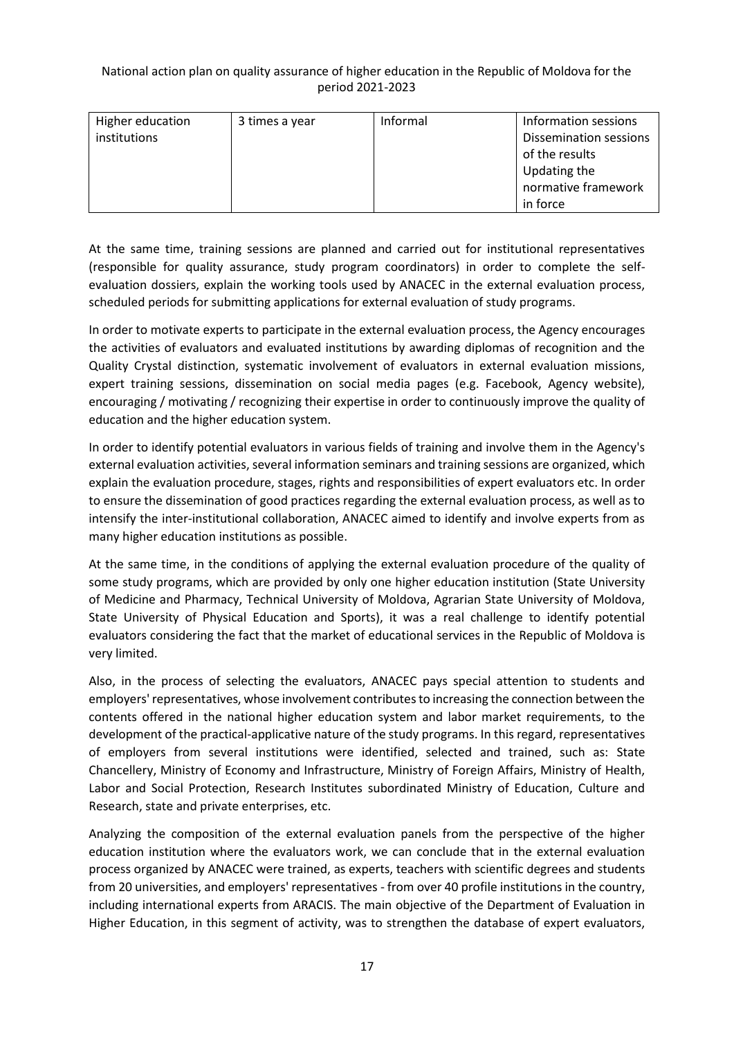| Higher education institutions | 3 times a year | Informal | Information sessions Dissemination sessions of the results Updating the normative framework in force |
|---|---|---|---|

At the same time, training sessions are planned and carried out for institutional representatives (responsible for quality assurance, study program coordinators) in order to complete the self-evaluation dossiers, explain the working tools used by ANACEC in the external evaluation process, scheduled periods for submitting applications for external evaluation of study programs.

In order to motivate experts to participate in the external evaluation process, the Agency encourages the activities of evaluators and evaluated institutions by awarding diplomas of recognition and the Quality Crystal distinction, systematic involvement of evaluators in external evaluation missions, expert training sessions, dissemination on social media pages (e.g. Facebook, Agency website), encouraging / motivating / recognizing their expertise in order to continuously improve the quality of education and the higher education system.

In order to identify potential evaluators in various fields of training and involve them in the Agency's external evaluation activities, several information seminars and training sessions are organized, which explain the evaluation procedure, stages, rights and responsibilities of expert evaluators etc. In order to ensure the dissemination of good practices regarding the external evaluation process, as well as to intensify the inter-institutional collaboration, ANACEC aimed to identify and involve experts from as many higher education institutions as possible.

At the same time, in the conditions of applying the external evaluation procedure of the quality of some study programs, which are provided by only one higher education institution (State University of Medicine and Pharmacy, Technical University of Moldova, Agrarian State University of Moldova, State University of Physical Education and Sports), it was a real challenge to identify potential evaluators considering the fact that the market of educational services in the Republic of Moldova is very limited.

Also, in the process of selecting the evaluators, ANACEC pays special attention to students and employers' representatives, whose involvement contributes to increasing the connection between the contents offered in the national higher education system and labor market requirements, to the development of the practical-applicative nature of the study programs. In this regard, representatives of employers from several institutions were identified, selected and trained, such as: State Chancellery, Ministry of Economy and Infrastructure, Ministry of Foreign Affairs, Ministry of Health, Labor and Social Protection, Research Institutes subordinated Ministry of Education, Culture and Research, state and private enterprises, etc.

Analyzing the composition of the external evaluation panels from the perspective of the higher education institution where the evaluators work, we can conclude that in the external evaluation process organized by ANACEC were trained, as experts, teachers with scientific degrees and students from 20 universities, and employers' representatives - from over 40 profile institutions in the country, including international experts from ARACIS. The main objective of the Department of Evaluation in Higher Education, in this segment of activity, was to strengthen the database of expert evaluators,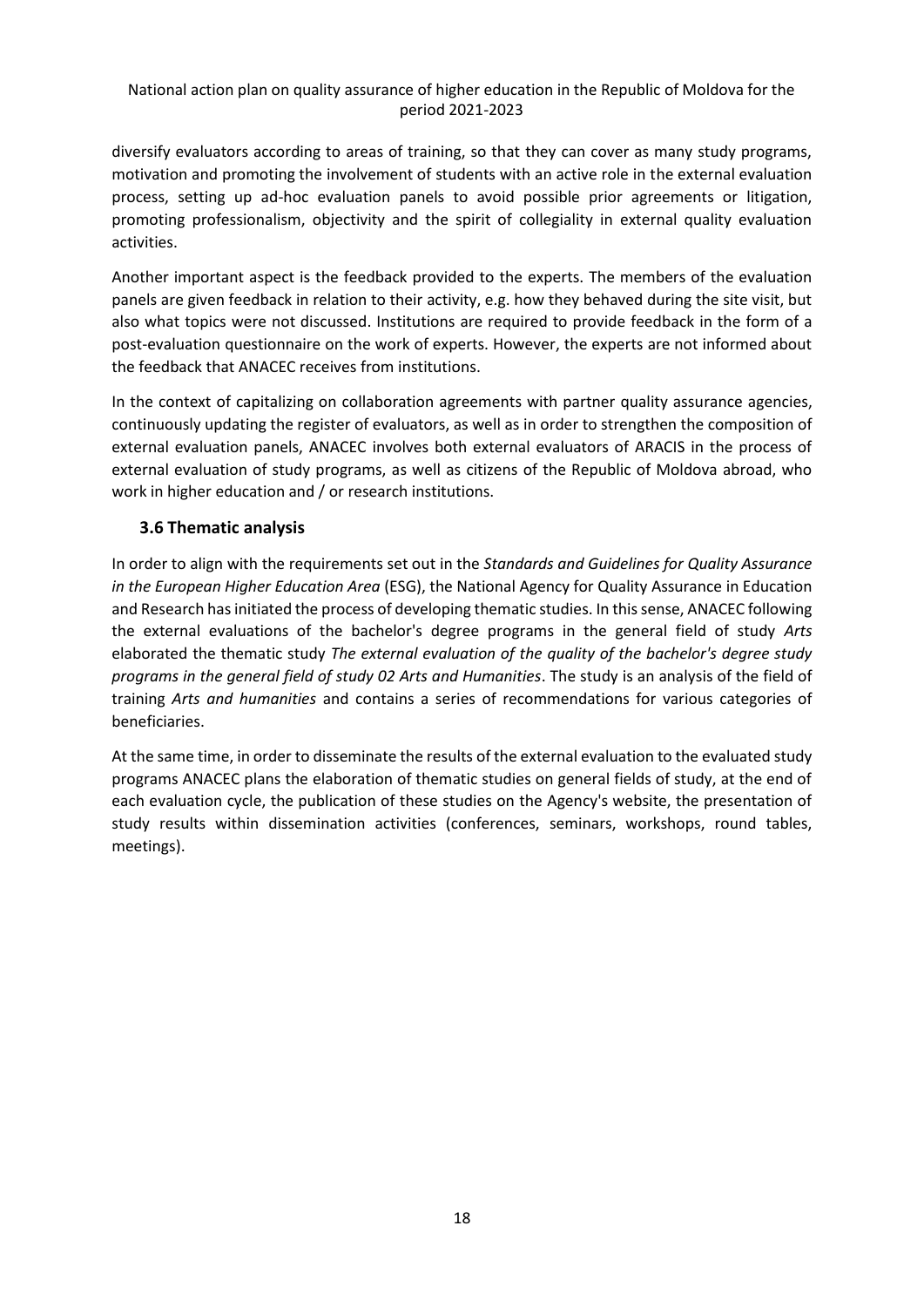diversify evaluators according to areas of training, so that they can cover as many study programs, motivation and promoting the involvement of students with an active role in the external evaluation process, setting up ad-hoc evaluation panels to avoid possible prior agreements or litigation, promoting professionalism, objectivity and the spirit of collegiality in external quality evaluation activities.

Another important aspect is the feedback provided to the experts. The members of the evaluation panels are given feedback in relation to their activity, e.g. how they behaved during the site visit, but also what topics were not discussed. Institutions are required to provide feedback in the form of a post-evaluation questionnaire on the work of experts. However, the experts are not informed about the feedback that ANACEC receives from institutions.

In the context of capitalizing on collaboration agreements with partner quality assurance agencies, continuously updating the register of evaluators, as well as in order to strengthen the composition of external evaluation panels, ANACEC involves both external evaluators of ARACIS in the process of external evaluation of study programs, as well as citizens of the Republic of Moldova abroad, who work in higher education and / or research institutions.

### 3.6 Thematic analysis

In order to align with the requirements set out in the *Standards and Guidelines for Quality Assurance in the European Higher Education Area* (ESG), the National Agency for Quality Assurance in Education and Research has initiated the process of developing thematic studies. In this sense, ANACEC following the external evaluations of the bachelor's degree programs in the general field of study *Arts* elaborated the thematic study *The external evaluation of the quality of the bachelor's degree study programs in the general field of study 02 Arts and Humanities*. The study is an analysis of the field of training *Arts and humanities* and contains a series of recommendations for various categories of beneficiaries.

At the same time, in order to disseminate the results of the external evaluation to the evaluated study programs ANACEC plans the elaboration of thematic studies on general fields of study, at the end of each evaluation cycle, the publication of these studies on the Agency's website, the presentation of study results within dissemination activities (conferences, seminars, workshops, round tables, meetings).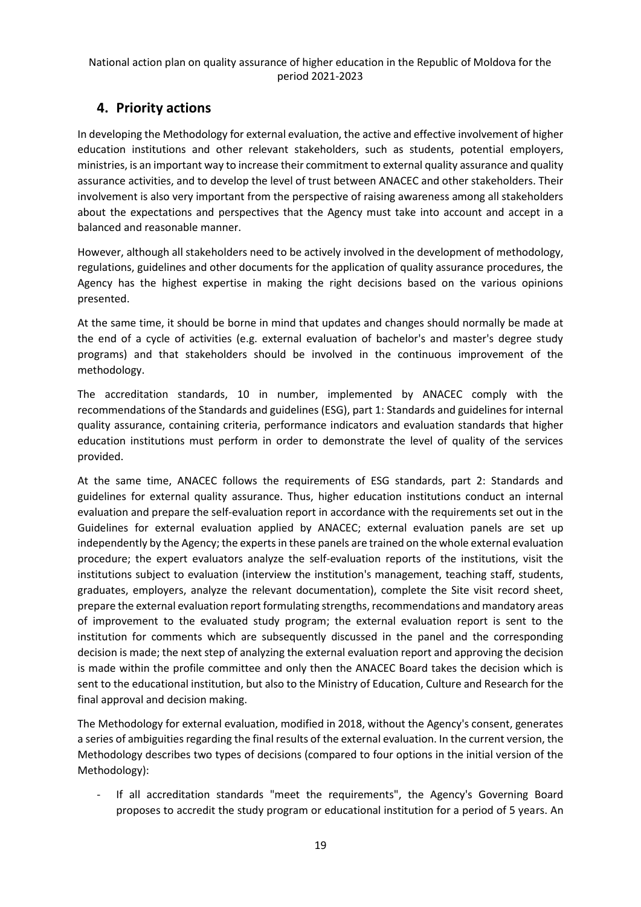## 4. Priority actions

In developing the Methodology for external evaluation, the active and effective involvement of higher education institutions and other relevant stakeholders, such as students, potential employers, ministries, is an important way to increase their commitment to external quality assurance and quality assurance activities, and to develop the level of trust between ANACEC and other stakeholders. Their involvement is also very important from the perspective of raising awareness among all stakeholders about the expectations and perspectives that the Agency must take into account and accept in a balanced and reasonable manner.

However, although all stakeholders need to be actively involved in the development of methodology, regulations, guidelines and other documents for the application of quality assurance procedures, the Agency has the highest expertise in making the right decisions based on the various opinions presented.

At the same time, it should be borne in mind that updates and changes should normally be made at the end of a cycle of activities (e.g. external evaluation of bachelor's and master's degree study programs) and that stakeholders should be involved in the continuous improvement of the methodology.

The accreditation standards, 10 in number, implemented by ANACEC comply with the recommendations of the Standards and guidelines (ESG), part 1: Standards and guidelines for internal quality assurance, containing criteria, performance indicators and evaluation standards that higher education institutions must perform in order to demonstrate the level of quality of the services provided.

At the same time, ANACEC follows the requirements of ESG standards, part 2: Standards and guidelines for external quality assurance. Thus, higher education institutions conduct an internal evaluation and prepare the self-evaluation report in accordance with the requirements set out in the Guidelines for external evaluation applied by ANACEC; external evaluation panels are set up independently by the Agency; the experts in these panels are trained on the whole external evaluation procedure; the expert evaluators analyze the self-evaluation reports of the institutions, visit the institutions subject to evaluation (interview the institution's management, teaching staff, students, graduates, employers, analyze the relevant documentation), complete the Site visit record sheet, prepare the external evaluation report formulating strengths, recommendations and mandatory areas of improvement to the evaluated study program; the external evaluation report is sent to the institution for comments which are subsequently discussed in the panel and the corresponding decision is made; the next step of analyzing the external evaluation report and approving the decision is made within the profile committee and only then the ANACEC Board takes the decision which is sent to the educational institution, but also to the Ministry of Education, Culture and Research for the final approval and decision making.

The Methodology for external evaluation, modified in 2018, without the Agency's consent, generates a series of ambiguities regarding the final results of the external evaluation. In the current version, the Methodology describes two types of decisions (compared to four options in the initial version of the Methodology):

- If all accreditation standards "meet the requirements", the Agency's Governing Board proposes to accredit the study program or educational institution for a period of 5 years. An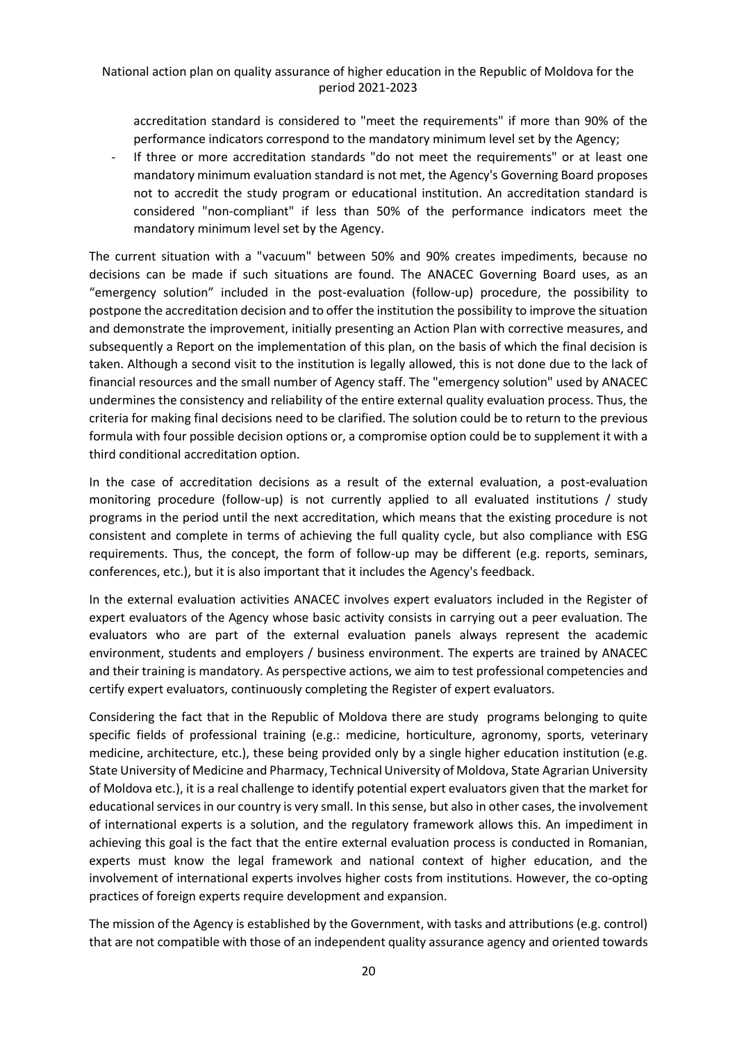accreditation standard is considered to "meet the requirements" if more than 90% of the performance indicators correspond to the mandatory minimum level set by the Agency;

- If three or more accreditation standards "do not meet the requirements" or at least one mandatory minimum evaluation standard is not met, the Agency's Governing Board proposes not to accredit the study program or educational institution. An accreditation standard is considered "non-compliant" if less than 50% of the performance indicators meet the mandatory minimum level set by the Agency.

The current situation with a "vacuum" between 50% and 90% creates impediments, because no decisions can be made if such situations are found. The ANACEC Governing Board uses, as an "emergency solution" included in the post-evaluation (follow-up) procedure, the possibility to postpone the accreditation decision and to offer the institution the possibility to improve the situation and demonstrate the improvement, initially presenting an Action Plan with corrective measures, and subsequently a Report on the implementation of this plan, on the basis of which the final decision is taken. Although a second visit to the institution is legally allowed, this is not done due to the lack of financial resources and the small number of Agency staff. The "emergency solution" used by ANACEC undermines the consistency and reliability of the entire external quality evaluation process. Thus, the criteria for making final decisions need to be clarified. The solution could be to return to the previous formula with four possible decision options or, a compromise option could be to supplement it with a third conditional accreditation option.

In the case of accreditation decisions as a result of the external evaluation, a post-evaluation monitoring procedure (follow-up) is not currently applied to all evaluated institutions / study programs in the period until the next accreditation, which means that the existing procedure is not consistent and complete in terms of achieving the full quality cycle, but also compliance with ESG requirements. Thus, the concept, the form of follow-up may be different (e.g. reports, seminars, conferences, etc.), but it is also important that it includes the Agency's feedback.

In the external evaluation activities ANACEC involves expert evaluators included in the Register of expert evaluators of the Agency whose basic activity consists in carrying out a peer evaluation. The evaluators who are part of the external evaluation panels always represent the academic environment, students and employers / business environment. The experts are trained by ANACEC and their training is mandatory. As perspective actions, we aim to test professional competencies and certify expert evaluators, continuously completing the Register of expert evaluators.

Considering the fact that in the Republic of Moldova there are study programs belonging to quite specific fields of professional training (e.g.: medicine, horticulture, agronomy, sports, veterinary medicine, architecture, etc.), these being provided only by a single higher education institution (e.g. State University of Medicine and Pharmacy, Technical University of Moldova, State Agrarian University of Moldova etc.), it is a real challenge to identify potential expert evaluators given that the market for educational services in our country is very small. In this sense, but also in other cases, the involvement of international experts is a solution, and the regulatory framework allows this. An impediment in achieving this goal is the fact that the entire external evaluation process is conducted in Romanian, experts must know the legal framework and national context of higher education, and the involvement of international experts involves higher costs from institutions. However, the co-opting practices of foreign experts require development and expansion.

The mission of the Agency is established by the Government, with tasks and attributions (e.g. control) that are not compatible with those of an independent quality assurance agency and oriented towards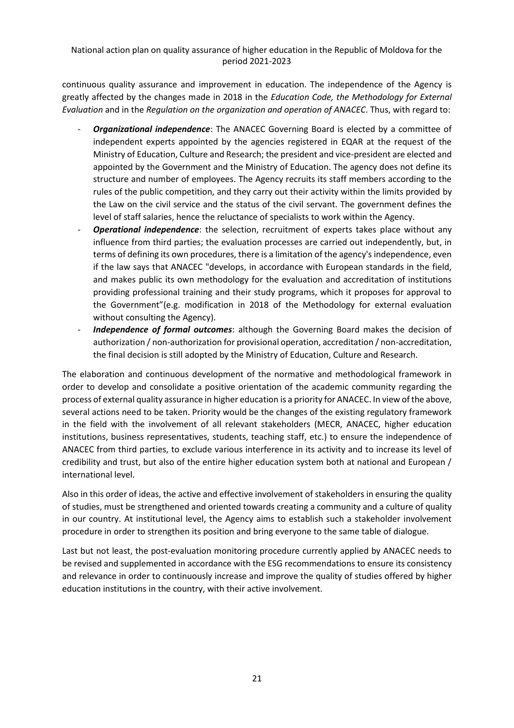continuous quality assurance and improvement in education. The independence of the Agency is greatly affected by the changes made in 2018 in the *Education Code, the Methodology for External Evaluation* and in the *Regulation on the organization and operation of ANACEC*. Thus, with regard to:

- ***Organizational independence***: The ANACEC Governing Board is elected by a committee of independent experts appointed by the agencies registered in EQAR at the request of the Ministry of Education, Culture and Research; the president and vice-president are elected and appointed by the Government and the Ministry of Education. The agency does not define its structure and number of employees. The Agency recruits its staff members according to the rules of the public competition, and they carry out their activity within the limits provided by the Law on the civil service and the status of the civil servant. The government defines the level of staff salaries, hence the reluctance of specialists to work within the Agency.
- ***Operational independence***: the selection, recruitment of experts takes place without any influence from third parties; the evaluation processes are carried out independently, but, in terms of defining its own procedures, there is a limitation of the agency's independence, even if the law says that ANACEC "develops, in accordance with European standards in the field, and makes public its own methodology for the evaluation and accreditation of institutions providing professional training and their study programs, which it proposes for approval to the Government"(e.g. modification in 2018 of the Methodology for external evaluation without consulting the Agency).
- ***Independence of formal outcomes***: although the Governing Board makes the decision of authorization / non-authorization for provisional operation, accreditation / non-accreditation, the final decision is still adopted by the Ministry of Education, Culture and Research.

The elaboration and continuous development of the normative and methodological framework in order to develop and consolidate a positive orientation of the academic community regarding the process of external quality assurance in higher education is a priority for ANACEC. In view of the above, several actions need to be taken. Priority would be the changes of the existing regulatory framework in the field with the involvement of all relevant stakeholders (MECR, ANACEC, higher education institutions, business representatives, students, teaching staff, etc.) to ensure the independence of ANACEC from third parties, to exclude various interference in its activity and to increase its level of credibility and trust, but also of the entire higher education system both at national and European / international level.

Also in this order of ideas, the active and effective involvement of stakeholders in ensuring the quality of studies, must be strengthened and oriented towards creating a community and a culture of quality in our country. At institutional level, the Agency aims to establish such a stakeholder involvement procedure in order to strengthen its position and bring everyone to the same table of dialogue.

Last but not least, the post-evaluation monitoring procedure currently applied by ANACEC needs to be revised and supplemented in accordance with the ESG recommendations to ensure its consistency and relevance in order to continuously increase and improve the quality of studies offered by higher education institutions in the country, with their active involvement.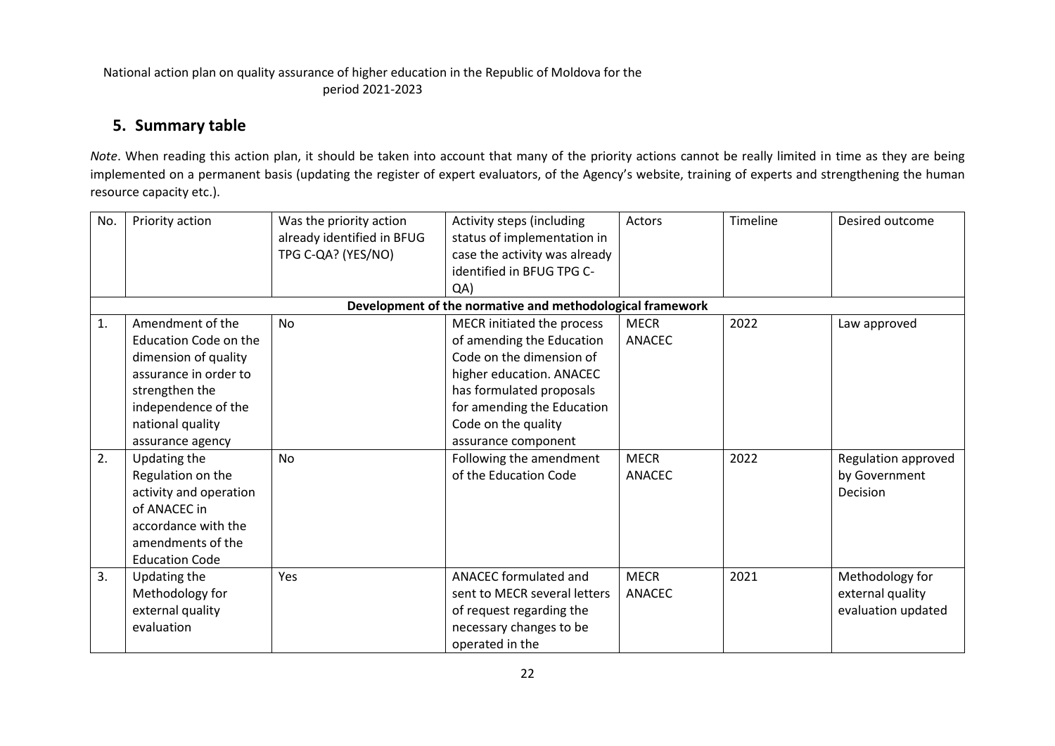National action plan on quality assurance of higher education in the Republic of Moldova for the period 2021-2023

## 5. Summary table

*Note*. When reading this action plan, it should be taken into account that many of the priority actions cannot be really limited in time as they are being implemented on a permanent basis (updating the register of expert evaluators, of the Agency's website, training of experts and strengthening the human resource capacity etc.).

| No. | Priority action | Was the priority action already identified in BFUG TPG C-QA? (YES/NO) | Activity steps (including status of implementation in case the activity was already identified in BFUG TPG C-QA) | Actors | Timeline | Desired outcome |
|---|---|---|---|---|---|---|
| **Development of the normative and methodological framework** | | | | | | |
| 1. | Amendment of the Education Code on the dimension of quality assurance in order to strengthen the independence of the national quality assurance agency | No | MECR initiated the process of amending the Education Code on the dimension of higher education. ANACEC has formulated proposals for amending the Education Code on the quality assurance component | MECR ANACEC | 2022 | Law approved |
| 2. | Updating the Regulation on the activity and operation of ANACEC in accordance with the amendments of the Education Code | No | Following the amendment of the Education Code | MECR ANACEC | 2022 | Regulation approved by Government Decision |
| 3. | Updating the Methodology for external quality evaluation | Yes | ANACEC formulated and sent to MECR several letters of request regarding the necessary changes to be operated in the | MECR ANACEC | 2021 | Methodology for external quality evaluation updated |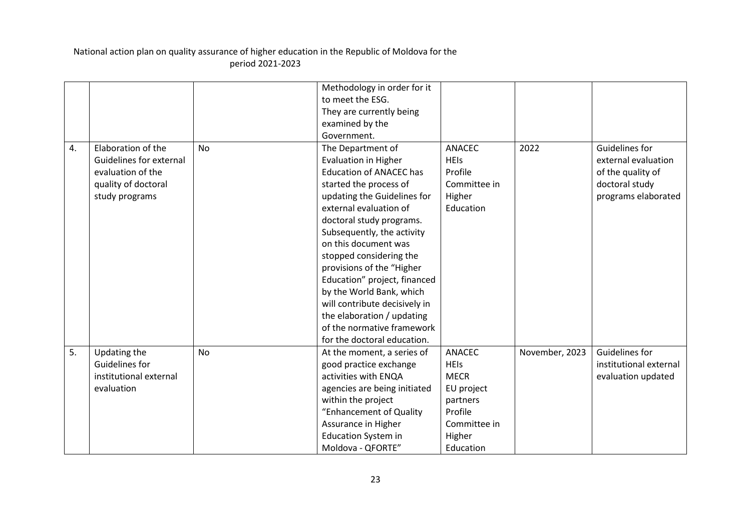National action plan on quality assurance of higher education in the Republic of Moldova for the period 2021-2023

| | | | | | | |
|---|---|---|---|---|---|---|
| | | | Methodology in order for it to meet the ESG. They are currently being examined by the Government. | | | |
| 4. | Elaboration of the Guidelines for external evaluation of the quality of doctoral study programs | No | The Department of Evaluation in Higher Education of ANACEC has started the process of updating the Guidelines for external evaluation of doctoral study programs. Subsequently, the activity on this document was stopped considering the provisions of the "Higher Education" project, financed by the World Bank, which will contribute decisively in the elaboration / updating of the normative framework for the doctoral education. | ANACEC HEIs Profile Committee in Higher Education | 2022 | Guidelines for external evaluation of the quality of doctoral study programs elaborated |
| 5. | Updating the Guidelines for institutional external evaluation | No | At the moment, a series of good practice exchange activities with ENQA agencies are being initiated within the project "Enhancement of Quality Assurance in Higher Education System in Moldova - QFORTE" | ANACEC HEIs MECR EU project partners Profile Committee in Higher Education | November, 2023 | Guidelines for institutional external evaluation updated |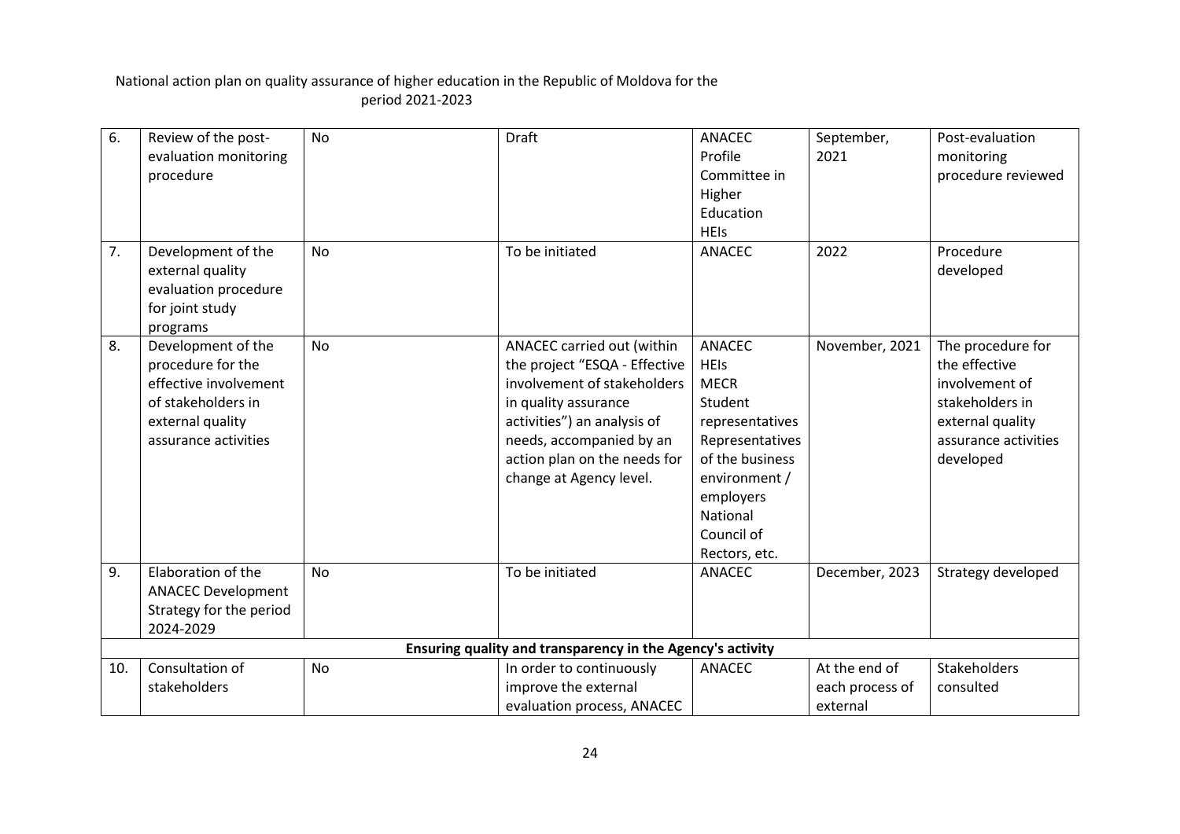National action plan on quality assurance of higher education in the Republic of Moldova for the period 2021-2023

| | | | | | | |
|---|---|---|---|---|---|---|
| 6. | Review of the post-evaluation monitoring procedure | No | Draft | ANACEC<br>Profile Committee in Higher Education<br>HEIs | September, 2021 | Post-evaluation monitoring procedure reviewed |
| 7. | Development of the external quality evaluation procedure for joint study programs | No | To be initiated | ANACEC | 2022 | Procedure developed |
| 8. | Development of the procedure for the effective involvement of stakeholders in external quality assurance activities | No | ANACEC carried out (within the project "ESQA - Effective involvement of stakeholders in quality assurance activities") an analysis of needs, accompanied by an action plan on the needs for change at Agency level. | ANACEC<br>HEIs<br>MECR<br>Student representatives<br>Representatives of the business environment / employers<br>National Council of Rectors, etc. | November, 2021 | The procedure for the effective involvement of stakeholders in external quality assurance activities developed |
| 9. | Elaboration of the ANACEC Development Strategy for the period 2024-2029 | No | To be initiated | ANACEC | December, 2023 | Strategy developed |
| **Ensuring quality and transparency in the Agency's activity** | | | | | | |
| 10. | Consultation of stakeholders | No | In order to continuously improve the external evaluation process, ANACEC | ANACEC | At the end of each process of external | Stakeholders consulted |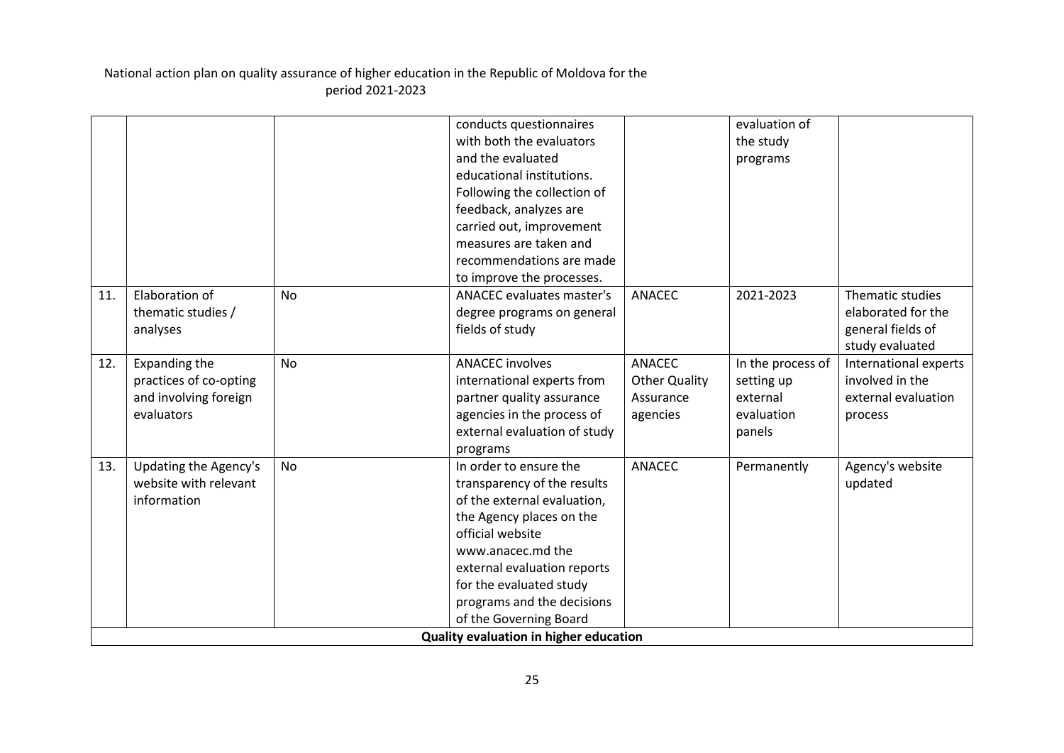National action plan on quality assurance of higher education in the Republic of Moldova for the period 2021-2023

| | | | | | | |
|---|---|---|---|---|---|---|
| | | | conducts questionnaires with both the evaluators and the evaluated educational institutions. Following the collection of feedback, analyzes are carried out, improvement measures are taken and recommendations are made to improve the processes. | | evaluation of the study programs | |
| 11. | Elaboration of thematic studies / analyses | No | ANACEC evaluates master's degree programs on general fields of study | ANACEC | 2021-2023 | Thematic studies elaborated for the general fields of study evaluated |
| 12. | Expanding the practices of co-opting and involving foreign evaluators | No | ANACEC involves international experts from partner quality assurance agencies in the process of external evaluation of study programs | ANACEC Other Quality Assurance agencies | In the process of setting up external evaluation panels | International experts involved in the external evaluation process |
| 13. | Updating the Agency's website with relevant information | No | In order to ensure the transparency of the results of the external evaluation, the Agency places on the official website www.anacec.md the external evaluation reports for the evaluated study programs and the decisions of the Governing Board | ANACEC | Permanently | Agency's website updated |
| **Quality evaluation in higher education** | | | | | | |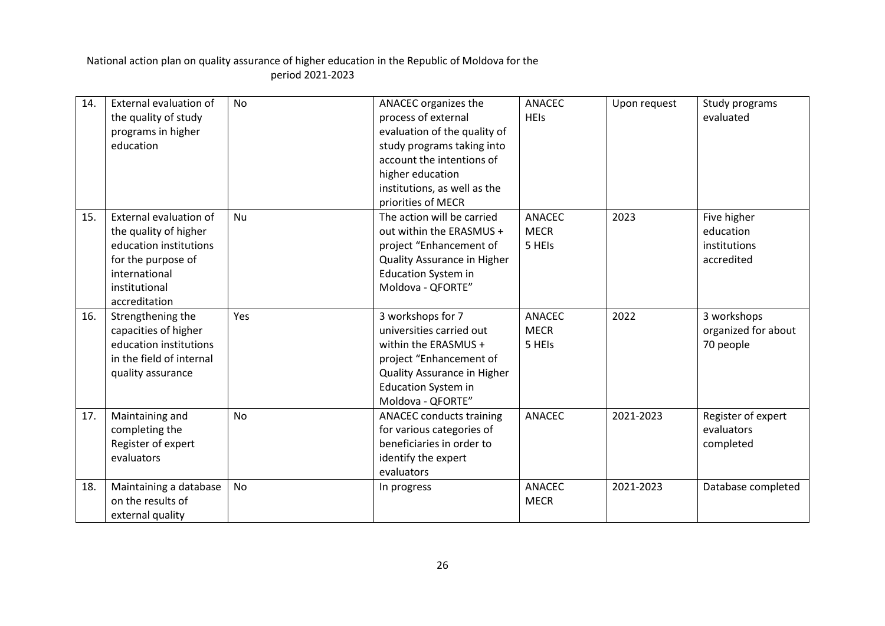National action plan on quality assurance of higher education in the Republic of Moldova for the period 2021-2023

| | | | | | | |
|---|---|---|---|---|---|---|
| 14. | External evaluation of the quality of study programs in higher education | No | ANACEC organizes the process of external evaluation of the quality of study programs taking into account the intentions of higher education institutions, as well as the priorities of MECR | ANACEC HEIs | Upon request | Study programs evaluated |
| 15. | External evaluation of the quality of higher education institutions for the purpose of international institutional accreditation | Nu | The action will be carried out within the ERASMUS + project "Enhancement of Quality Assurance in Higher Education System in Moldova - QFORTE" | ANACEC MECR 5 HEIs | 2023 | Five higher education institutions accredited |
| 16. | Strengthening the capacities of higher education institutions in the field of internal quality assurance | Yes | 3 workshops for 7 universities carried out within the ERASMUS + project "Enhancement of Quality Assurance in Higher Education System in Moldova - QFORTE" | ANACEC MECR 5 HEIs | 2022 | 3 workshops organized for about 70 people |
| 17. | Maintaining and completing the Register of expert evaluators | No | ANACEC conducts training for various categories of beneficiaries in order to identify the expert evaluators | ANACEC | 2021-2023 | Register of expert evaluators completed |
| 18. | Maintaining a database on the results of external quality | No | In progress | ANACEC MECR | 2021-2023 | Database completed |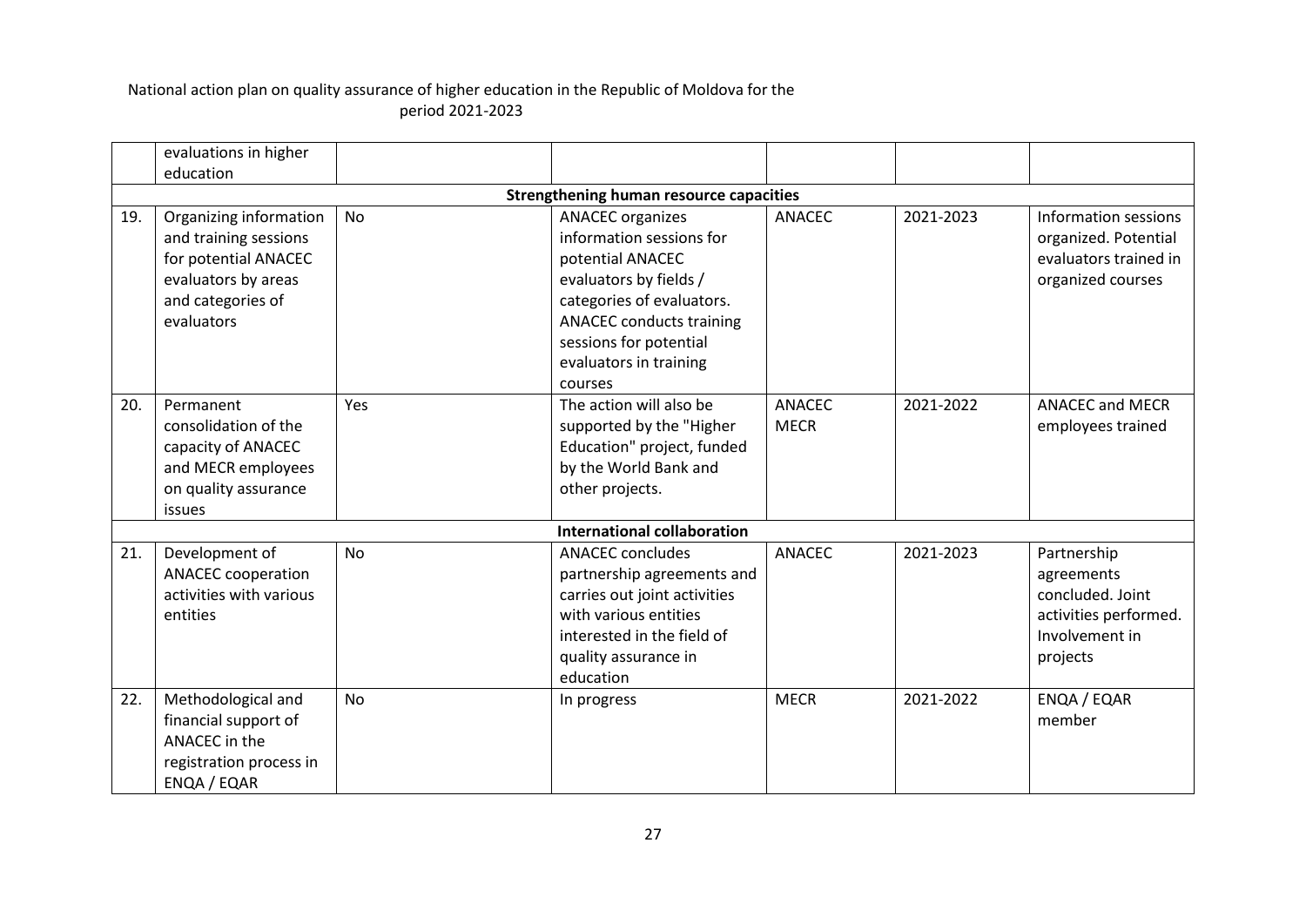National action plan on quality assurance of higher education in the Republic of Moldova for the period 2021-2023

| | | | | | | |
|---|---|---|---|---|---|---|
| | evaluations in higher education | | | | | |
| **Strengthening human resource capacities** | | | | | | |
| 19. | Organizing information and training sessions for potential ANACEC evaluators by areas and categories of evaluators | No | ANACEC organizes information sessions for potential ANACEC evaluators by fields / categories of evaluators. ANACEC conducts training sessions for potential evaluators in training courses | ANACEC | 2021-2023 | Information sessions organized. Potential evaluators trained in organized courses |
| 20. | Permanent consolidation of the capacity of ANACEC and MECR employees on quality assurance issues | Yes | The action will also be supported by the "Higher Education" project, funded by the World Bank and other projects. | ANACEC MECR | 2021-2022 | ANACEC and MECR employees trained |
| **International collaboration** | | | | | | |
| 21. | Development of ANACEC cooperation activities with various entities | No | ANACEC concludes partnership agreements and carries out joint activities with various entities interested in the field of quality assurance in education | ANACEC | 2021-2023 | Partnership agreements concluded. Joint activities performed. Involvement in projects |
| 22. | Methodological and financial support of ANACEC in the registration process in ENQA / EQAR | No | In progress | MECR | 2021-2022 | ENQA / EQAR member |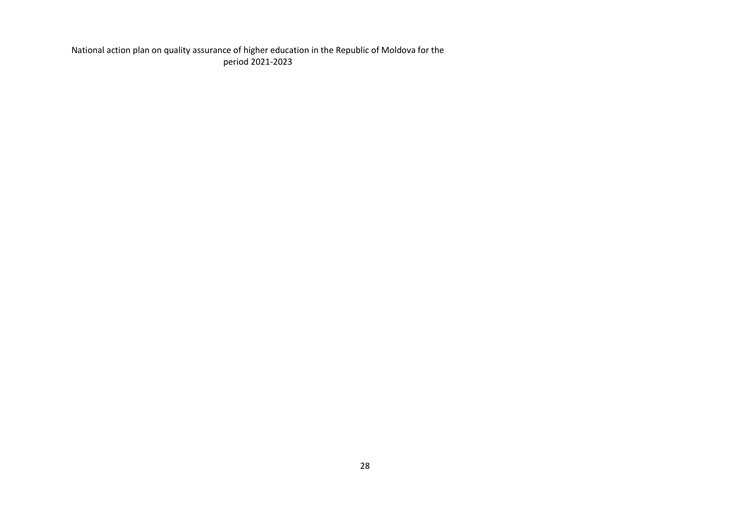National action plan on quality assurance of higher education in the Republic of Moldova for the period 2021-2023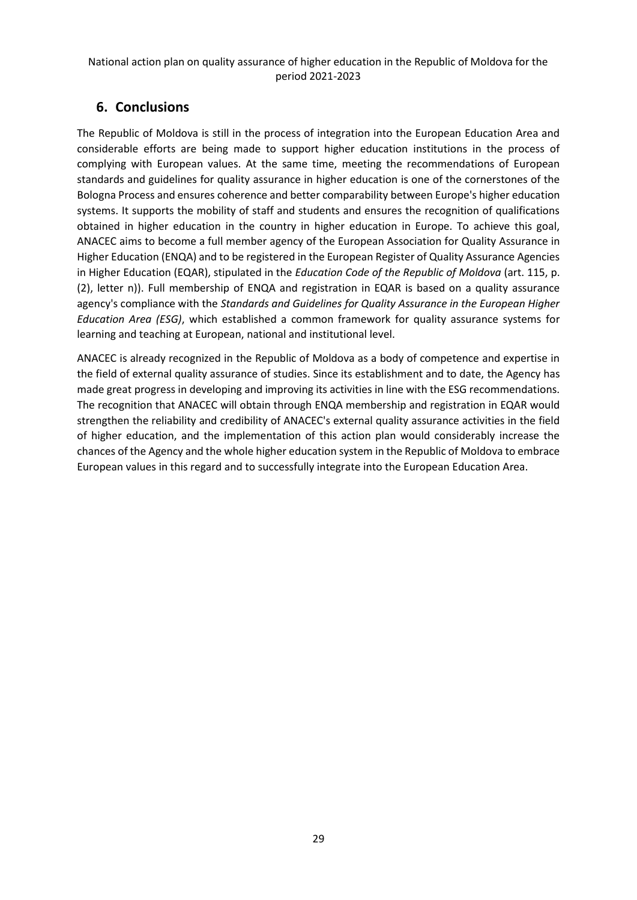## 6. Conclusions

The Republic of Moldova is still in the process of integration into the European Education Area and considerable efforts are being made to support higher education institutions in the process of complying with European values. At the same time, meeting the recommendations of European standards and guidelines for quality assurance in higher education is one of the cornerstones of the Bologna Process and ensures coherence and better comparability between Europe's higher education systems. It supports the mobility of staff and students and ensures the recognition of qualifications obtained in higher education in the country in higher education in Europe. To achieve this goal, ANACEC aims to become a full member agency of the European Association for Quality Assurance in Higher Education (ENQA) and to be registered in the European Register of Quality Assurance Agencies in Higher Education (EQAR), stipulated in the *Education Code of the Republic of Moldova* (art. 115, p. (2), letter n)). Full membership of ENQA and registration in EQAR is based on a quality assurance agency's compliance with the *Standards and Guidelines for Quality Assurance in the European Higher Education Area (ESG)*, which established a common framework for quality assurance systems for learning and teaching at European, national and institutional level.

ANACEC is already recognized in the Republic of Moldova as a body of competence and expertise in the field of external quality assurance of studies. Since its establishment and to date, the Agency has made great progress in developing and improving its activities in line with the ESG recommendations. The recognition that ANACEC will obtain through ENQA membership and registration in EQAR would strengthen the reliability and credibility of ANACEC's external quality assurance activities in the field of higher education, and the implementation of this action plan would considerably increase the chances of the Agency and the whole higher education system in the Republic of Moldova to embrace European values in this regard and to successfully integrate into the European Education Area.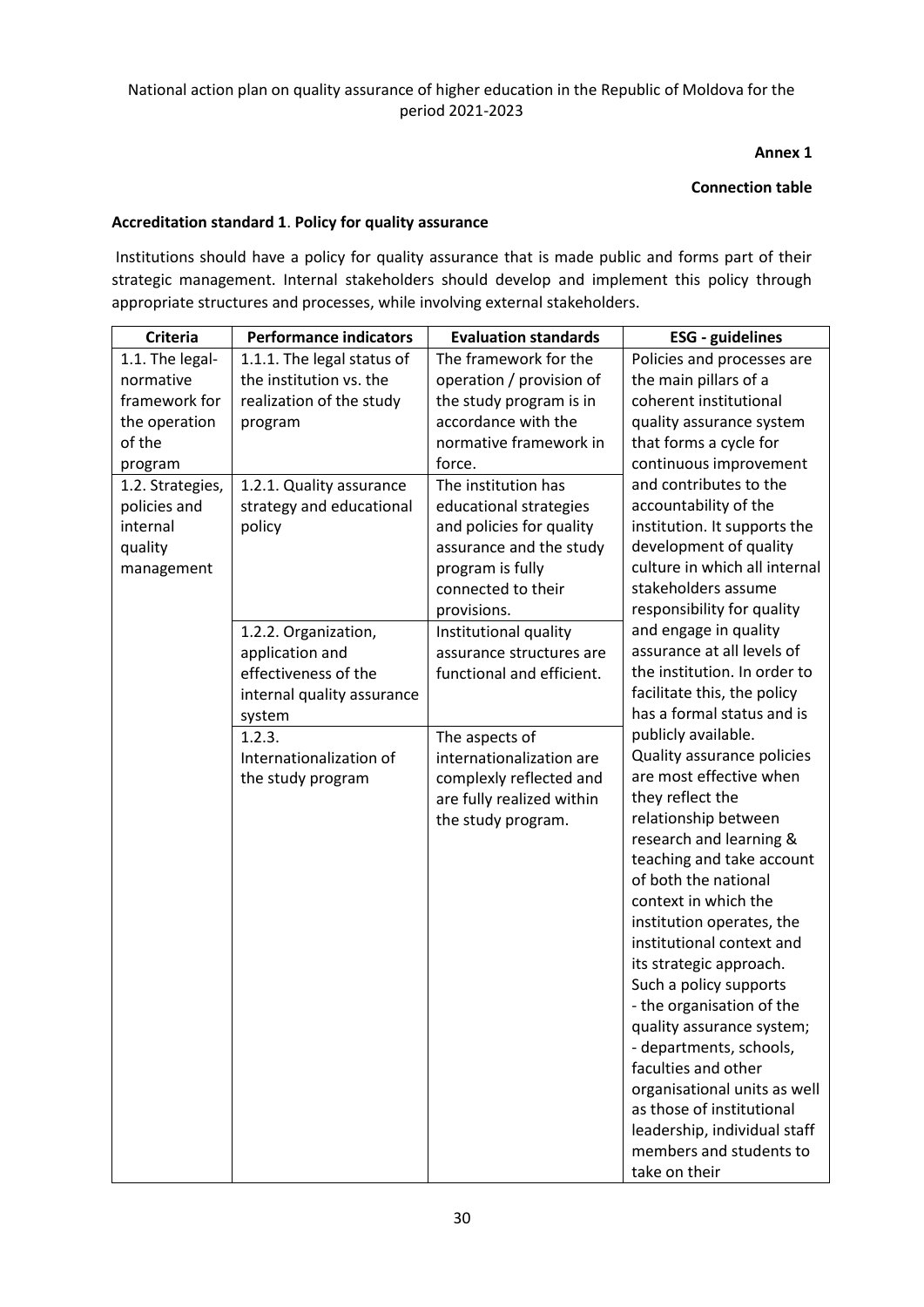National action plan on quality assurance of higher education in the Republic of Moldova for the period 2021-2023

**Annex 1**

**Connection table**

**Accreditation standard 1**. **Policy for quality assurance**

Institutions should have a policy for quality assurance that is made public and forms part of their strategic management. Internal stakeholders should develop and implement this policy through appropriate structures and processes, while involving external stakeholders.

| Criteria | Performance indicators | Evaluation standards | ESG - guidelines |
|---|---|---|---|
| 1.1. The legal-normative framework for the operation of the program | 1.1.1. The legal status of the institution vs. the realization of the study program | The framework for the operation / provision of the study program is in accordance with the normative framework in force. | Policies and processes are the main pillars of a coherent institutional quality assurance system that forms a cycle for continuous improvement and contributes to the accountability of the institution. It supports the development of quality culture in which all internal stakeholders assume responsibility for quality and engage in quality assurance at all levels of the institution. In order to facilitate this, the policy has a formal status and is publicly available. Quality assurance policies are most effective when they reflect the relationship between research and learning & teaching and take account of both the national context in which the institution operates, the institutional context and its strategic approach. Such a policy supports - the organisation of the quality assurance system; - departments, schools, faculties and other organisational units as well as those of institutional leadership, individual staff members and students to take on their |
| 1.2. Strategies, policies and internal quality management | 1.2.1. Quality assurance strategy and educational policy | The institution has educational strategies and policies for quality assurance and the study program is fully connected to their provisions. | |
| | 1.2.2. Organization, application and effectiveness of the internal quality assurance system | Institutional quality assurance structures are functional and efficient. | |
| | 1.2.3. Internationalization of the study program | The aspects of internationalization are complexly reflected and are fully realized within the study program. | |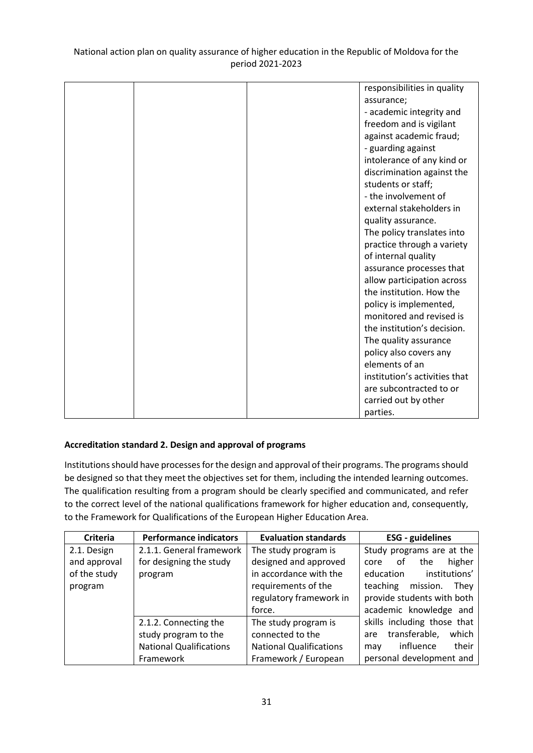| | | | responsibilities in quality assurance;<br>- academic integrity and freedom and is vigilant against academic fraud;<br>- guarding against intolerance of any kind or discrimination against the students or staff;<br>- the involvement of external stakeholders in quality assurance.<br>The policy translates into practice through a variety of internal quality assurance processes that allow participation across the institution. How the policy is implemented, monitored and revised is the institution's decision.<br>The quality assurance policy also covers any elements of an institution's activities that are subcontracted to or carried out by other parties. |
|---|---|---|---|

**Accreditation standard 2. Design and approval of programs**

Institutions should have processes for the design and approval of their programs. The programs should be designed so that they meet the objectives set for them, including the intended learning outcomes. The qualification resulting from a program should be clearly specified and communicated, and refer to the correct level of the national qualifications framework for higher education and, consequently, to the Framework for Qualifications of the European Higher Education Area.

| Criteria | Performance indicators | Evaluation standards | ESG - guidelines |
|---|---|---|---|
| 2.1. Design and approval of the study program | 2.1.1. General framework for designing the study program | The study program is designed and approved in accordance with the requirements of the regulatory framework in force. | Study programs are at the core of the higher education institutions' teaching mission. They provide students with both academic knowledge and skills including those that are transferable, which may influence their personal development and |
| | 2.1.2. Connecting the study program to the National Qualifications Framework | The study program is connected to the National Qualifications Framework / European | |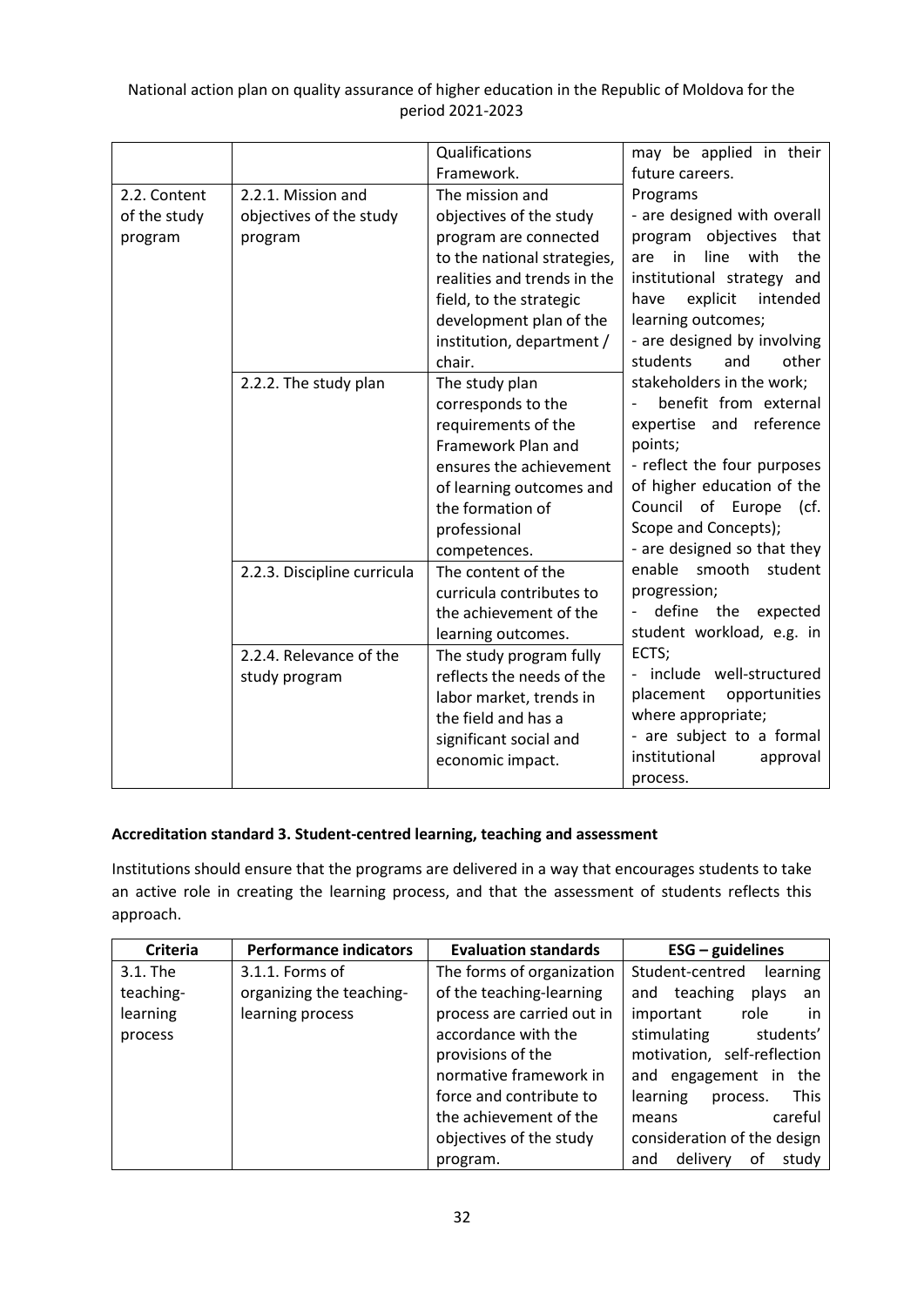| | | Qualifications Framework. | may be applied in their future careers. |
|---|---|---|---|
| 2.2. Content of the study program | 2.2.1. Mission and objectives of the study program | The mission and objectives of the study program are connected to the national strategies, realities and trends in the field, to the strategic development plan of the institution, department / chair. | Programs<br>- are designed with overall program objectives that are in line with the institutional strategy and have explicit intended learning outcomes;<br>- are designed by involving students and other stakeholders in the work;<br>- benefit from external expertise and reference points;<br>- reflect the four purposes of higher education of the Council of Europe (cf. Scope and Concepts);<br>- are designed so that they enable smooth student progression;<br>- define the expected student workload, e.g. in ECTS;<br>- include well-structured placement opportunities where appropriate;<br>- are subject to a formal institutional approval process. |
| | 2.2.2. The study plan | The study plan corresponds to the requirements of the Framework Plan and ensures the achievement of learning outcomes and the formation of professional competences. | |
| | 2.2.3. Discipline curricula | The content of the curricula contributes to the achievement of the learning outcomes. | |
| | 2.2.4. Relevance of the study program | The study program fully reflects the needs of the labor market, trends in the field and has a significant social and economic impact. | |

**Accreditation standard 3. Student-centred learning, teaching and assessment**

Institutions should ensure that the programs are delivered in a way that encourages students to take an active role in creating the learning process, and that the assessment of students reflects this approach.

| Criteria | Performance indicators | Evaluation standards | ESG – guidelines |
|---|---|---|---|
| 3.1. The teaching-learning process | 3.1.1. Forms of organizing the teaching-learning process | The forms of organization of the teaching-learning process are carried out in accordance with the provisions of the normative framework in force and contribute to the achievement of the objectives of the study program. | Student-centred learning and teaching plays an important role in stimulating students' motivation, self-reflection and engagement in the learning process. This means careful consideration of the design and delivery of study |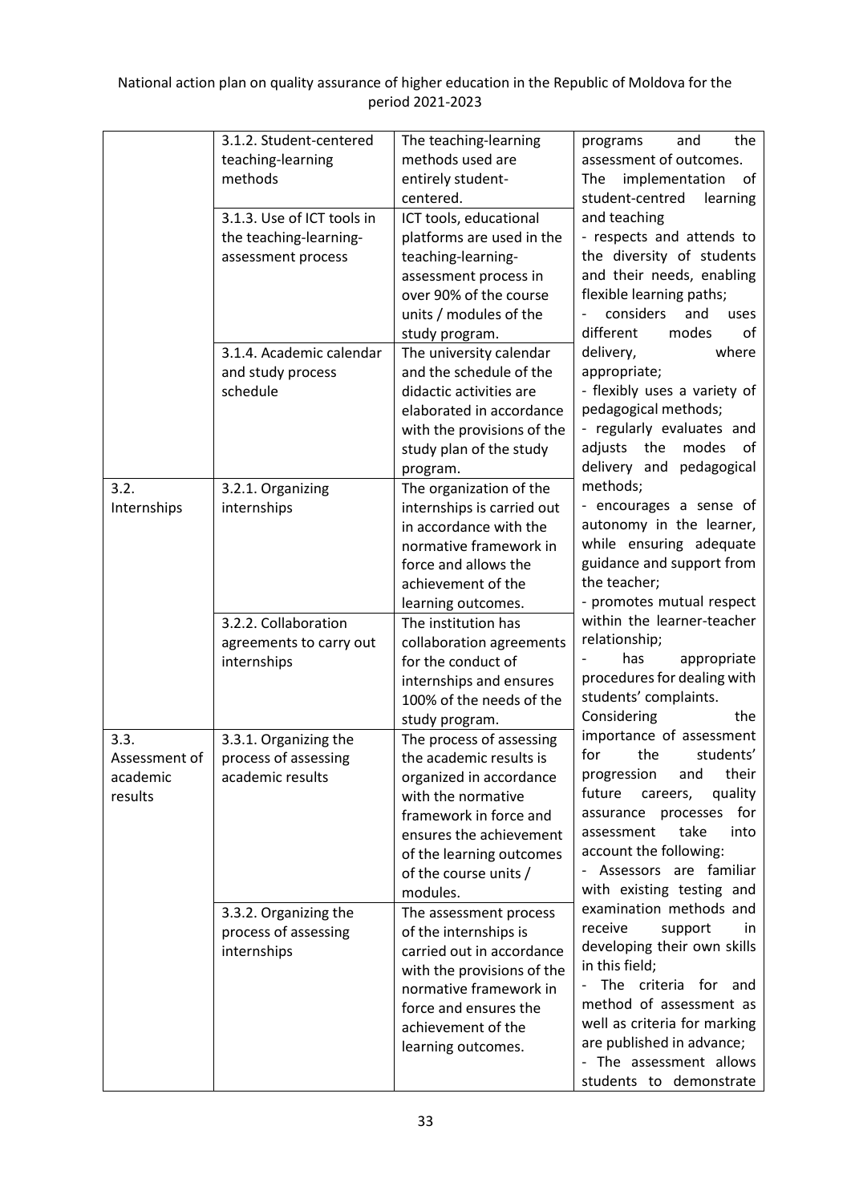| | 3.1.2. Student-centered teaching-learning methods | The teaching-learning methods used are entirely student-centered. | programs and the assessment of outcomes. The implementation of student-centred learning and teaching<br>- respects and attends to the diversity of students and their needs, enabling flexible learning paths;<br>- considers and uses different modes of delivery, where appropriate;<br>- flexibly uses a variety of pedagogical methods;<br>- regularly evaluates and adjusts the modes of delivery and pedagogical methods;<br>- encourages a sense of autonomy in the learner, while ensuring adequate guidance and support from the teacher;<br>- promotes mutual respect within the learner-teacher relationship;<br>- has appropriate procedures for dealing with students' complaints.<br>Considering the importance of assessment for the students' progression and their future careers, quality assurance processes for assessment take into account the following:<br>- Assessors are familiar with existing testing and examination methods and receive support in developing their own skills in this field;<br>- The criteria for and method of assessment as well as criteria for marking are published in advance;<br>- The assessment allows students to demonstrate |
|---|---|---|---|
| | 3.1.3. Use of ICT tools in the teaching-learning-assessment process | ICT tools, educational platforms are used in the teaching-learning-assessment process in over 90% of the course units / modules of the study program. | |
| | 3.1.4. Academic calendar and study process schedule | The university calendar and the schedule of the didactic activities are elaborated in accordance with the provisions of the study plan of the study program. | |
| 3.2. Internships | 3.2.1. Organizing internships | The organization of the internships is carried out in accordance with the normative framework in force and allows the achievement of the learning outcomes. | |
| | 3.2.2. Collaboration agreements to carry out internships | The institution has collaboration agreements for the conduct of internships and ensures 100% of the needs of the study program. | |
| 3.3. Assessment of academic results | 3.3.1. Organizing the process of assessing academic results | The process of assessing the academic results is organized in accordance with the normative framework in force and ensures the achievement of the learning outcomes of the course units / modules. | |
| | 3.3.2. Organizing the process of assessing internships | The assessment process of the internships is carried out in accordance with the provisions of the normative framework in force and ensures the achievement of the learning outcomes. | |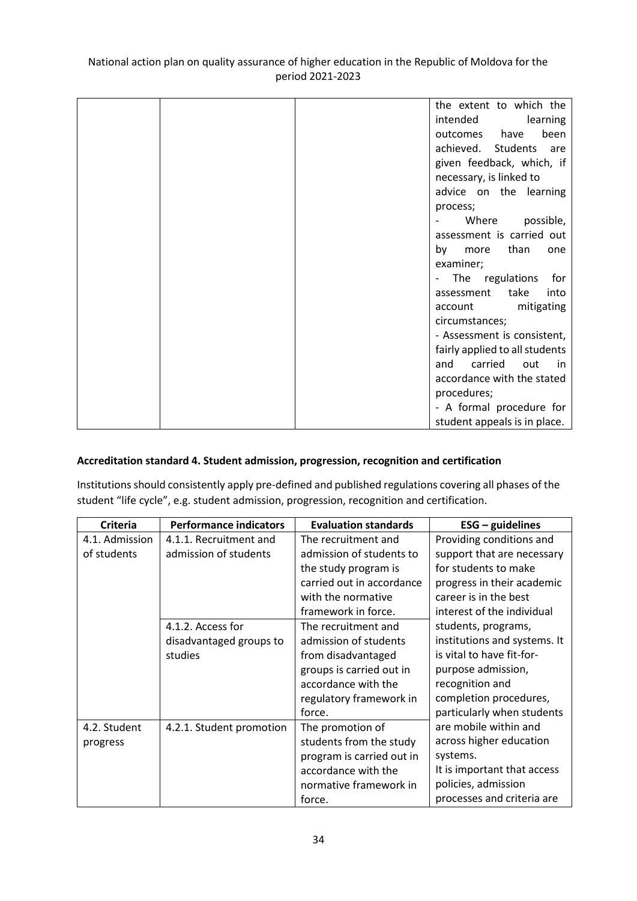| | | | the extent to which the intended learning outcomes have been achieved. Students are given feedback, which, if necessary, is linked to advice on the learning process;<br>- Where possible, assessment is carried out by more than one examiner;<br>- The regulations for assessment take into account mitigating circumstances;<br>- Assessment is consistent, fairly applied to all students and carried out in accordance with the stated procedures;<br>- A formal procedure for student appeals is in place. |
|---|---|---|---|

**Accreditation standard 4. Student admission, progression, recognition and certification**

Institutions should consistently apply pre-defined and published regulations covering all phases of the student "life cycle", e.g. student admission, progression, recognition and certification.

| Criteria | Performance indicators | Evaluation standards | ESG – guidelines |
|---|---|---|---|
| 4.1. Admission of students | 4.1.1. Recruitment and admission of students | The recruitment and admission of students to the study program is carried out in accordance with the normative framework in force. | Providing conditions and support that are necessary for students to make progress in their academic career is in the best interest of the individual students, programs, institutions and systems. It is vital to have fit-for-purpose admission, recognition and completion procedures, particularly when students are mobile within and across higher education systems.<br>It is important that access policies, admission processes and criteria are |
| | 4.1.2. Access for disadvantaged groups to studies | The recruitment and admission of students from disadvantaged groups is carried out in accordance with the regulatory framework in force. | |
| 4.2. Student progress | 4.2.1. Student promotion | The promotion of students from the study program is carried out in accordance with the normative framework in force. | |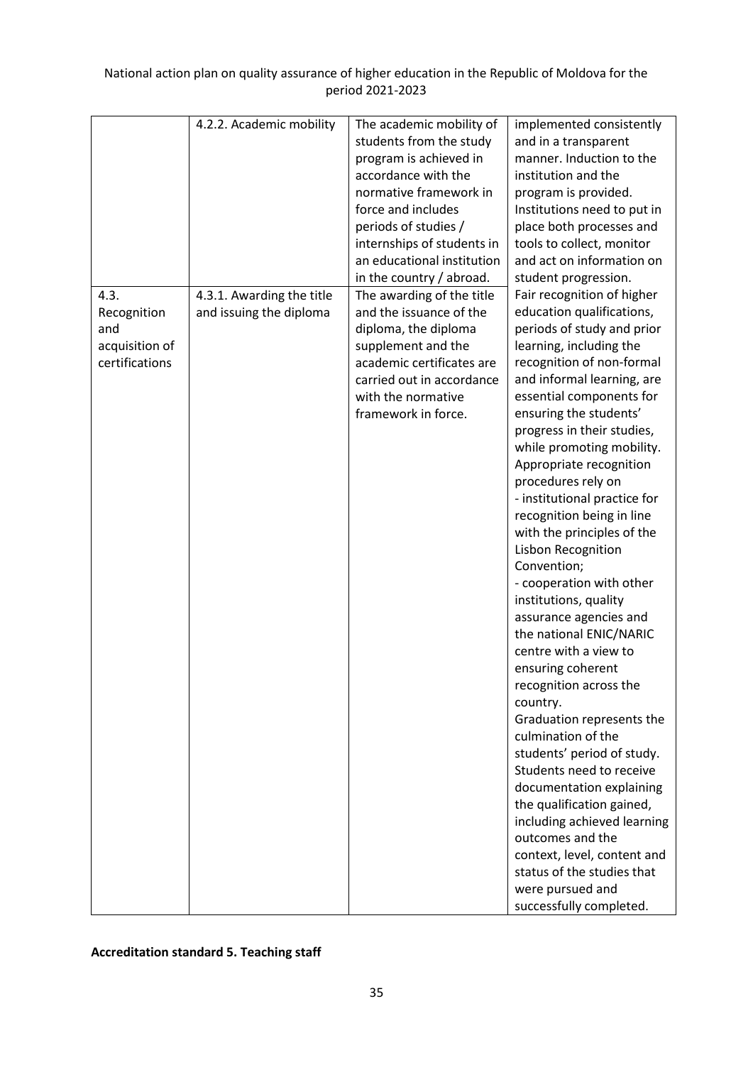|  | 4.2.2. Academic mobility | The academic mobility of students from the study program is achieved in accordance with the normative framework in force and includes periods of studies / internships of students in an educational institution in the country / abroad. | implemented consistently and in a transparent manner. Induction to the institution and the program is provided. Institutions need to put in place both processes and tools to collect, monitor and act on information on student progression. |
|---|---|---|---|
| 4.3. Recognition and acquisition of certifications | 4.3.1. Awarding the title and issuing the diploma | The awarding of the title and the issuance of the diploma, the diploma supplement and the academic certificates are carried out in accordance with the normative framework in force. | Fair recognition of higher education qualifications, periods of study and prior learning, including the recognition of non-formal and informal learning, are essential components for ensuring the students' progress in their studies, while promoting mobility. Appropriate recognition procedures rely on<br>- institutional practice for recognition being in line with the principles of the Lisbon Recognition Convention;<br>- cooperation with other institutions, quality assurance agencies and the national ENIC/NARIC centre with a view to ensuring coherent recognition across the country.<br>Graduation represents the culmination of the students' period of study. Students need to receive documentation explaining the qualification gained, including achieved learning outcomes and the context, level, content and status of the studies that were pursued and successfully completed. |

**Accreditation standard 5. Teaching staff**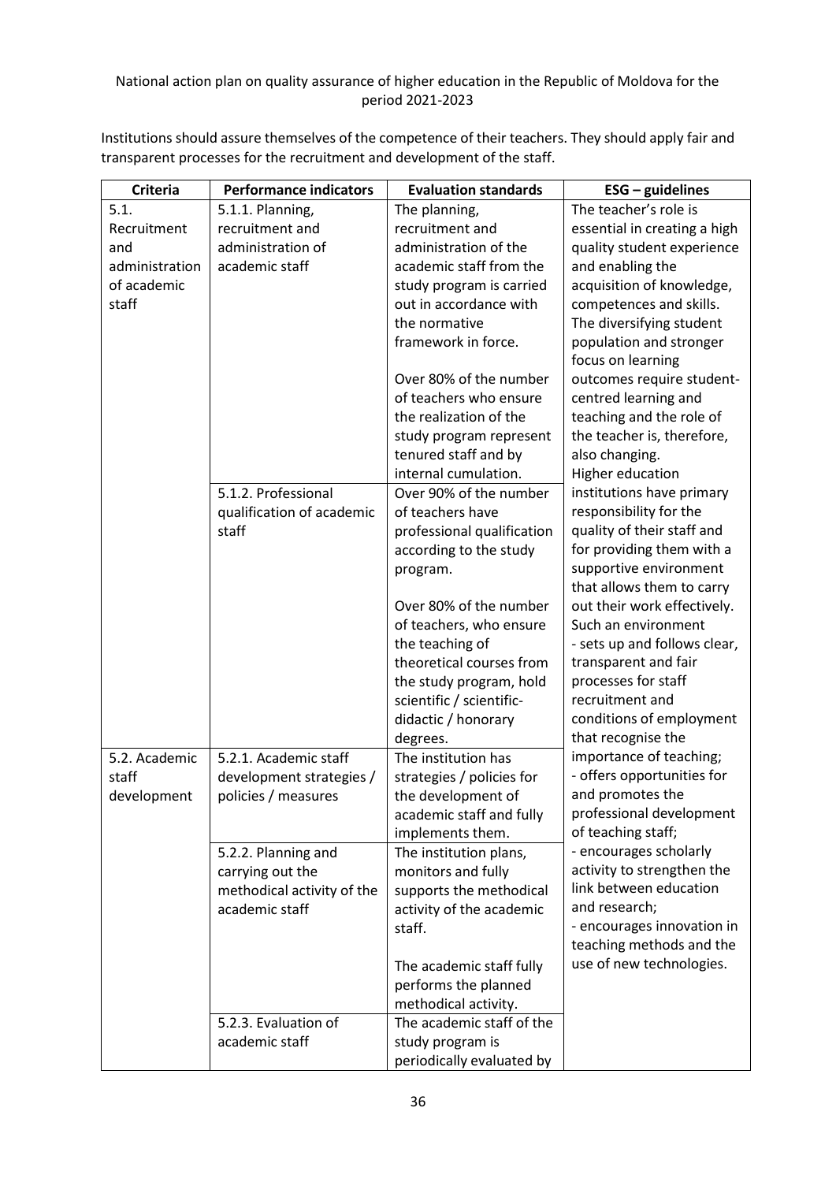National action plan on quality assurance of higher education in the Republic of Moldova for the period 2021-2023

Institutions should assure themselves of the competence of their teachers. They should apply fair and transparent processes for the recruitment and development of the staff.

| Criteria | Performance indicators | Evaluation standards | ESG – guidelines |
|---|---|---|---|
| 5.1. Recruitment and administration of academic staff | 5.1.1. Planning, recruitment and administration of academic staff | The planning, recruitment and administration of the academic staff from the study program is carried out in accordance with the normative framework in force. <br><br> Over 80% of the number of teachers who ensure the realization of the study program represent tenured staff and by internal cumulation. | The teacher's role is essential in creating a high quality student experience and enabling the acquisition of knowledge, competences and skills. The diversifying student population and stronger focus on learning outcomes require student-centred learning and teaching and the role of the teacher is, therefore, also changing. <br> Higher education institutions have primary responsibility for the quality of their staff and for providing them with a supportive environment that allows them to carry out their work effectively. Such an environment <br> - sets up and follows clear, transparent and fair processes for staff recruitment and conditions of employment that recognise the importance of teaching; <br> - offers opportunities for and promotes the professional development of teaching staff; <br> - encourages scholarly activity to strengthen the link between education and research; <br> - encourages innovation in teaching methods and the use of new technologies. |
| | 5.1.2. Professional qualification of academic staff | Over 90% of the number of teachers have professional qualification according to the study program. <br><br> Over 80% of the number of teachers, who ensure the teaching of theoretical courses from the study program, hold scientific / scientific-didactic / honorary degrees. | |
| 5.2. Academic staff development | 5.2.1. Academic staff development strategies / policies / measures | The institution has strategies / policies for the development of academic staff and fully implements them. | |
| | 5.2.2. Planning and carrying out the methodical activity of the academic staff | The institution plans, monitors and fully supports the methodical activity of the academic staff. <br><br> The academic staff fully performs the planned methodical activity. | |
| | 5.2.3. Evaluation of academic staff | The academic staff of the study program is periodically evaluated by | |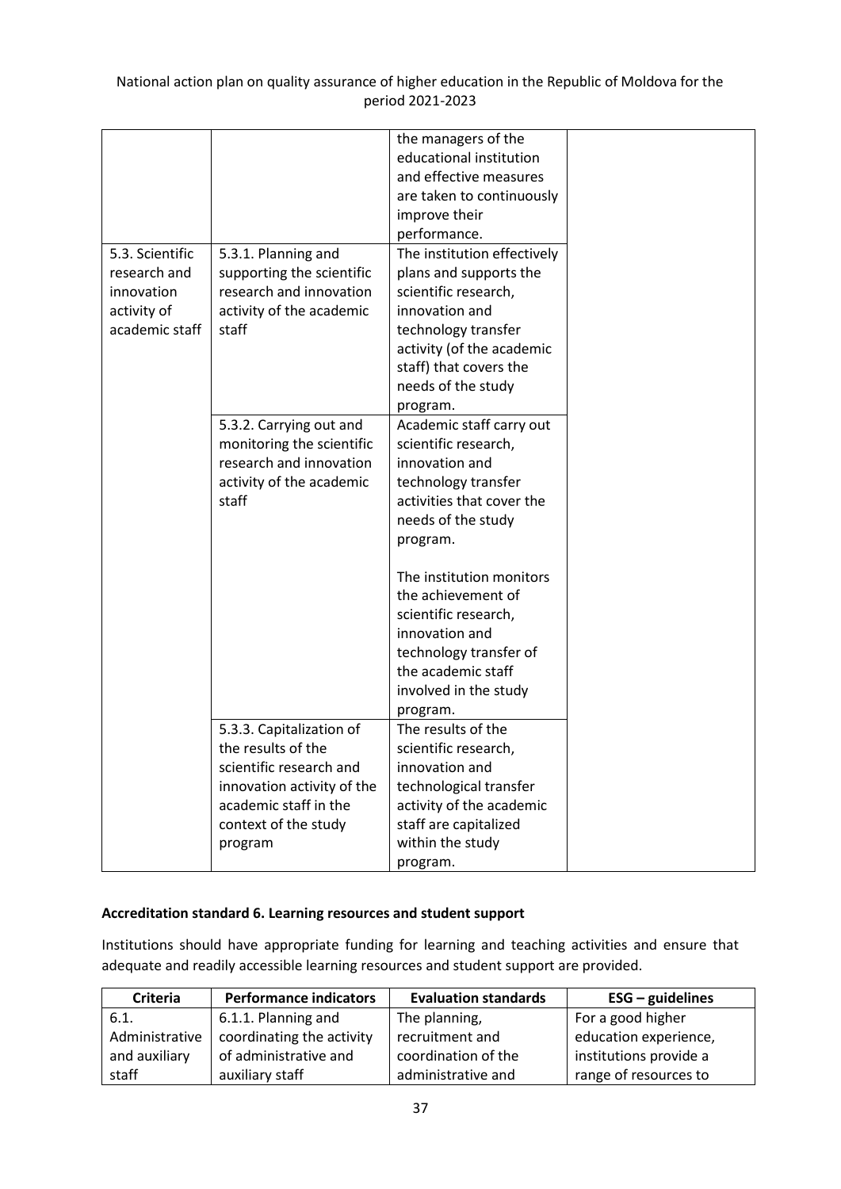| | | the managers of the educational institution and effective measures are taken to continuously improve their performance. | |
|---|---|---|---|
| 5.3. Scientific research and innovation activity of academic staff | 5.3.1. Planning and supporting the scientific research and innovation activity of the academic staff | The institution effectively plans and supports the scientific research, innovation and technology transfer activity (of the academic staff) that covers the needs of the study program. | |
| | 5.3.2. Carrying out and monitoring the scientific research and innovation activity of the academic staff | Academic staff carry out scientific research, innovation and technology transfer activities that cover the needs of the study program.<br><br>The institution monitors the achievement of scientific research, innovation and technology transfer of the academic staff involved in the study program. | |
| | 5.3.3. Capitalization of the results of the scientific research and innovation activity of the academic staff in the context of the study program | The results of the scientific research, innovation and technological transfer activity of the academic staff are capitalized within the study program. | |

**Accreditation standard 6. Learning resources and student support**

Institutions should have appropriate funding for learning and teaching activities and ensure that adequate and readily accessible learning resources and student support are provided.

| Criteria | Performance indicators | Evaluation standards | ESG – guidelines |
|---|---|---|---|
| 6.1. Administrative and auxiliary staff | 6.1.1. Planning and coordinating the activity of administrative and auxiliary staff | The planning, recruitment and coordination of the administrative and | For a good higher education experience, institutions provide a range of resources to |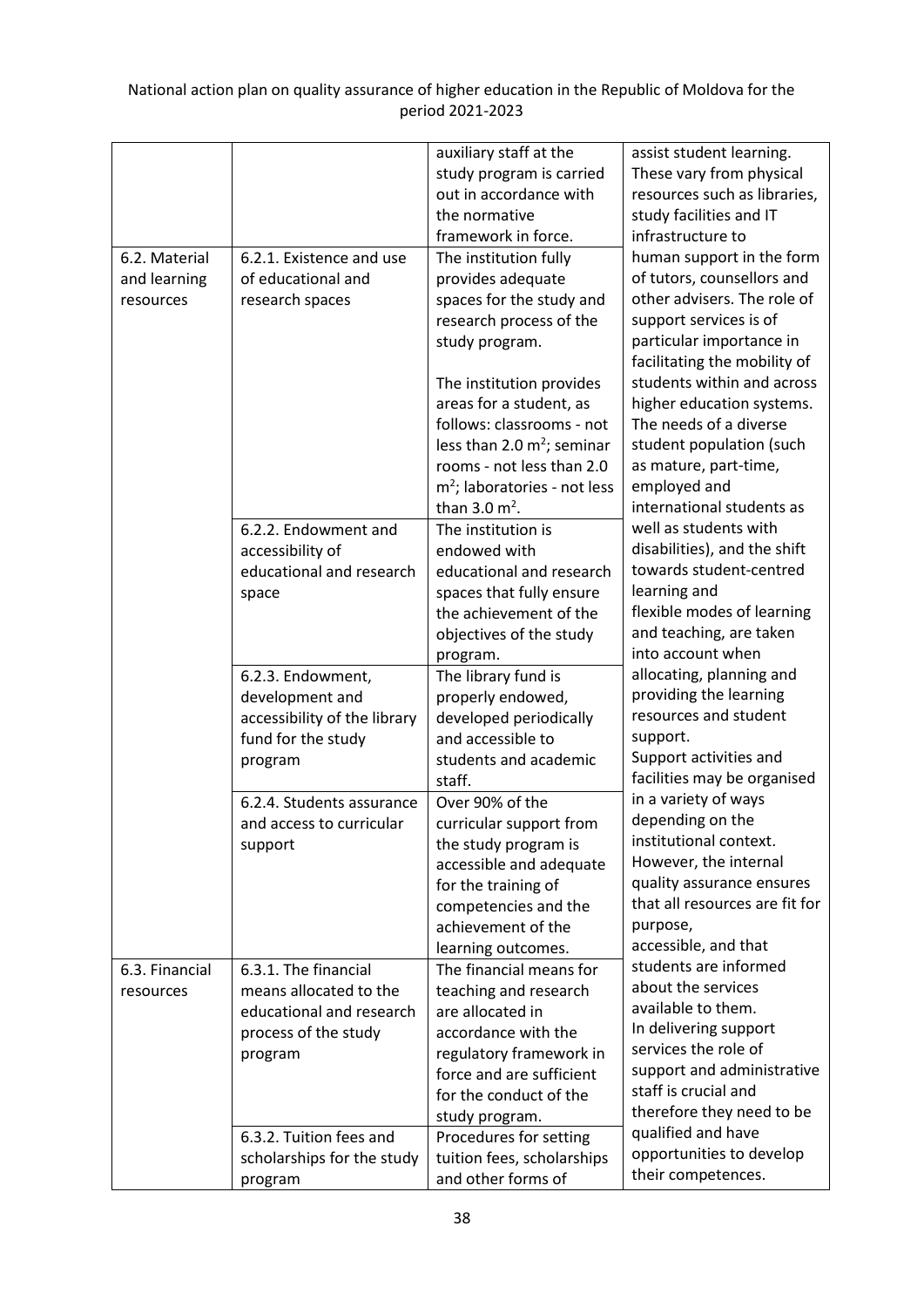| | | auxiliary staff at the study program is carried out in accordance with the normative framework in force. | assist student learning. These vary from physical resources such as libraries, study facilities and IT infrastructure to human support in the form of tutors, counsellors and other advisers. The role of support services is of particular importance in facilitating the mobility of students within and across higher education systems. The needs of a diverse student population (such as mature, part-time, employed and international students as well as students with disabilities), and the shift towards student-centred learning and flexible modes of learning and teaching, are taken into account when allocating, planning and providing the learning resources and student support. Support activities and facilities may be organised in a variety of ways depending on the institutional context. However, the internal quality assurance ensures that all resources are fit for purpose, accessible, and that students are informed about the services available to them. In delivering support services the role of support and administrative staff is crucial and therefore they need to be qualified and have opportunities to develop their competences. |
|---|---|---|---|
| 6.2. Material and learning resources | 6.2.1. Existence and use of educational and research spaces | The institution fully provides adequate spaces for the study and research process of the study program.<br><br>The institution provides areas for a student, as follows: classrooms - not less than 2.0 $m^2$; seminar rooms - not less than 2.0 $m^2$; laboratories - not less than 3.0 $m^2$. | |
| | 6.2.2. Endowment and accessibility of educational and research space | The institution is endowed with educational and research spaces that fully ensure the achievement of the objectives of the study program. | |
| | 6.2.3. Endowment, development and accessibility of the library fund for the study program | The library fund is properly endowed, developed periodically and accessible to students and academic staff. | |
| | 6.2.4. Students assurance and access to curricular support | Over 90% of the curricular support from the study program is accessible and adequate for the training of competencies and the achievement of the learning outcomes. | |
| 6.3. Financial resources | 6.3.1. The financial means allocated to the educational and research process of the study program | The financial means for teaching and research are allocated in accordance with the regulatory framework in force and are sufficient for the conduct of the study program. | |
| | 6.3.2. Tuition fees and scholarships for the study program | Procedures for setting tuition fees, scholarships and other forms of | |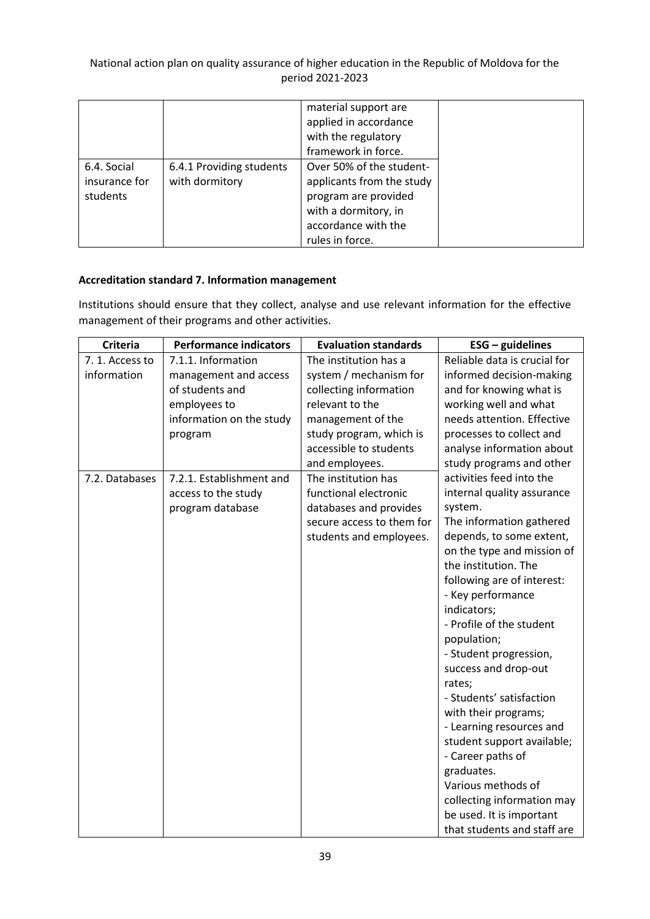| | | material support are applied in accordance with the regulatory framework in force. | |
|---|---|---|---|
| 6.4. Social insurance for students | 6.4.1 Providing students with dormitory | Over 50% of the student-applicants from the study program are provided with a dormitory, in accordance with the rules in force. | |

**Accreditation standard 7. Information management**

Institutions should ensure that they collect, analyse and use relevant information for the effective management of their programs and other activities.

| Criteria | Performance indicators | Evaluation standards | ESG – guidelines |
|---|---|---|---|
| 7. 1. Access to information | 7.1.1. Information management and access of students and employees to information on the study program | The institution has a system / mechanism for collecting information relevant to the management of the study program, which is accessible to students and employees. | Reliable data is crucial for informed decision-making and for knowing what is working well and what needs attention. Effective processes to collect and analyse information about study programs and other activities feed into the internal quality assurance system.<br>The information gathered depends, to some extent, on the type and mission of the institution. The following are of interest:<br>- Key performance indicators;<br>- Profile of the student population;<br>- Student progression, success and drop-out rates;<br>- Students' satisfaction with their programs;<br>- Learning resources and student support available;<br>- Career paths of graduates.<br>Various methods of collecting information may be used. It is important that students and staff are |
| 7.2. Databases | 7.2.1. Establishment and access to the study program database | The institution has functional electronic databases and provides secure access to them for students and employees. | |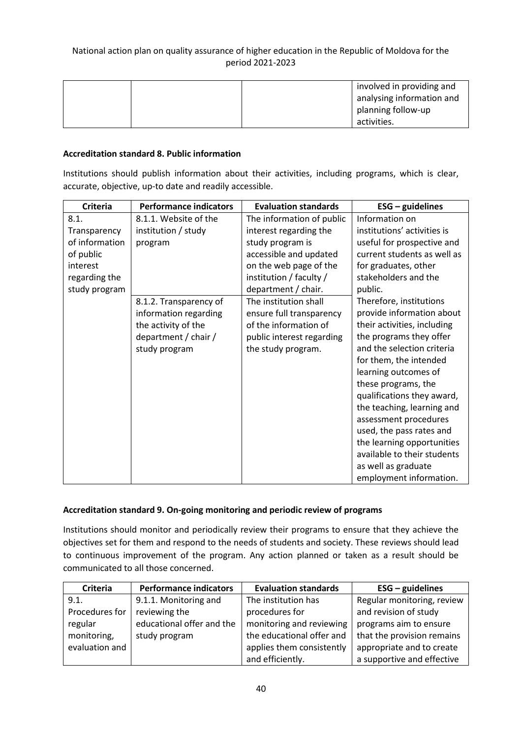| | | | involved in providing and analysing information and planning follow-up activities. |
|---|---|---|---|

**Accreditation standard 8. Public information**

Institutions should publish information about their activities, including programs, which is clear, accurate, objective, up-to date and readily accessible.

| Criteria | Performance indicators | Evaluation standards | ESG – guidelines |
|---|---|---|---|
| 8.1. Transparency of information of public interest regarding the study program | 8.1.1. Website of the institution / study program | The information of public interest regarding the study program is accessible and updated on the web page of the institution / faculty / department / chair. | Information on institutions' activities is useful for prospective and current students as well as for graduates, other stakeholders and the public. |
| | 8.1.2. Transparency of information regarding the activity of the department / chair / study program | The institution shall ensure full transparency of the information of public interest regarding the study program. | Therefore, institutions provide information about their activities, including the programs they offer and the selection criteria for them, the intended learning outcomes of these programs, the qualifications they award, the teaching, learning and assessment procedures used, the pass rates and the learning opportunities available to their students as well as graduate employment information. |

**Accreditation standard 9. On-going monitoring and periodic review of programs**

Institutions should monitor and periodically review their programs to ensure that they achieve the objectives set for them and respond to the needs of students and society. These reviews should lead to continuous improvement of the program. Any action planned or taken as a result should be communicated to all those concerned.

| Criteria | Performance indicators | Evaluation standards | ESG – guidelines |
|---|---|---|---|
| 9.1. Procedures for regular monitoring, evaluation and | 9.1.1. Monitoring and reviewing the educational offer and the study program | The institution has procedures for monitoring and reviewing the educational offer and applies them consistently and efficiently. | Regular monitoring, review and revision of study programs aim to ensure that the provision remains appropriate and to create a supportive and effective |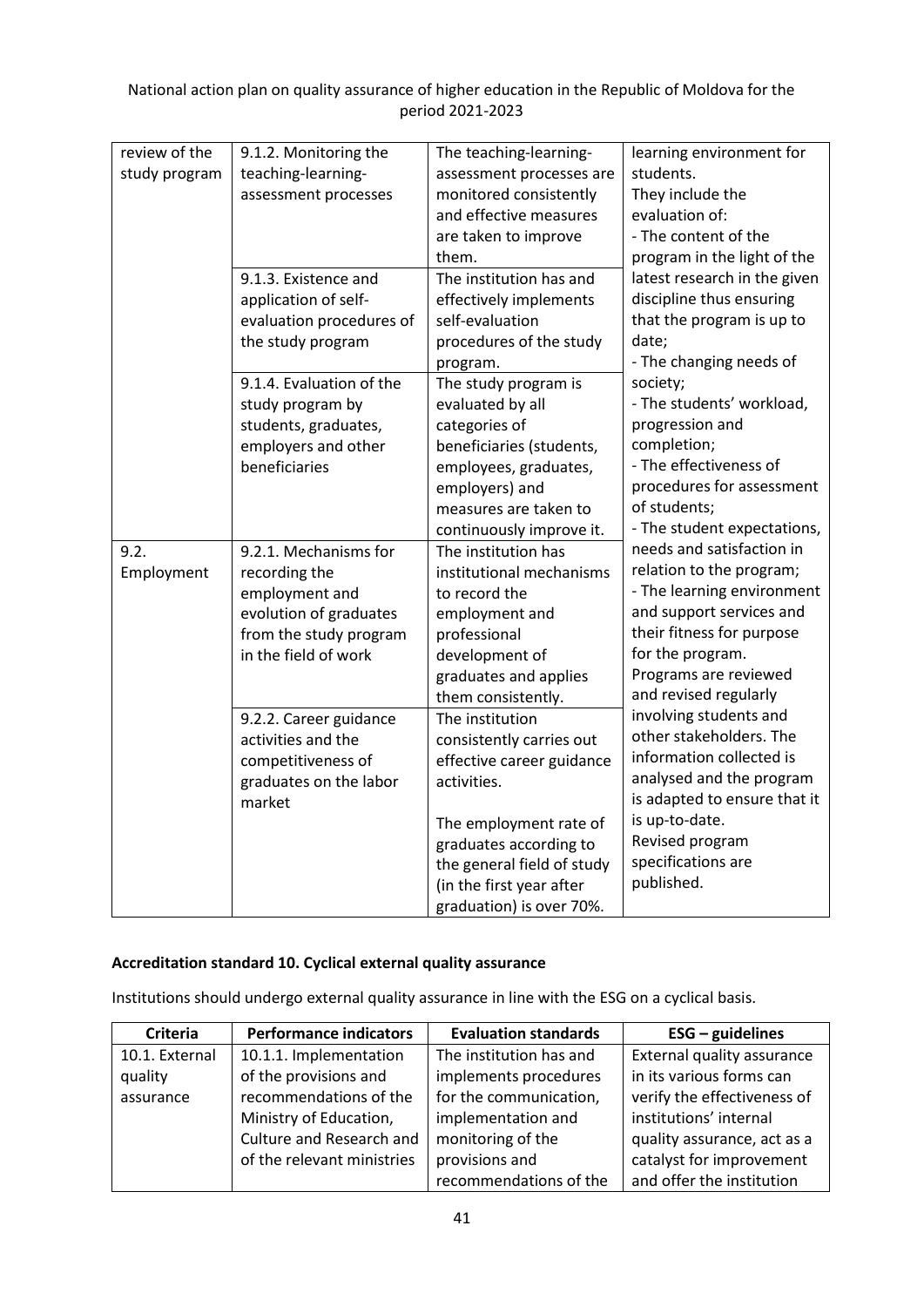| | | | |
|---|---|---|---|
| review of the study program | 9.1.2. Monitoring the teaching-learning-assessment processes | The teaching-learning-assessment processes are monitored consistently and effective measures are taken to improve them. | learning environment for students. They include the evaluation of: - The content of the program in the light of the latest research in the given discipline thus ensuring that the program is up to date; - The changing needs of society; - The students' workload, progression and completion; - The effectiveness of procedures for assessment of students; - The student expectations, needs and satisfaction in relation to the program; - The learning environment and support services and their fitness for purpose for the program. Programs are reviewed and revised regularly involving students and other stakeholders. The information collected is analysed and the program is adapted to ensure that it is up-to-date. Revised program specifications are published. |
| | 9.1.3. Existence and application of self-evaluation procedures of the study program | The institution has and effectively implements self-evaluation procedures of the study program. | |
| | 9.1.4. Evaluation of the study program by students, graduates, employers and other beneficiaries | The study program is evaluated by all categories of beneficiaries (students, employees, graduates, employers) and measures are taken to continuously improve it. | |
| 9.2. Employment | 9.2.1. Mechanisms for recording the employment and evolution of graduates from the study program in the field of work | The institution has institutional mechanisms to record the employment and professional development of graduates and applies them consistently. | |
| | 9.2.2. Career guidance activities and the competitiveness of graduates on the labor market | The institution consistently carries out effective career guidance activities. The employment rate of graduates according to the general field of study (in the first year after graduation) is over 70%. | |

**Accreditation standard 10. Cyclical external quality assurance**

Institutions should undergo external quality assurance in line with the ESG on a cyclical basis.

| Criteria | Performance indicators | Evaluation standards | ESG – guidelines |
|---|---|---|---|
| 10.1. External quality assurance | 10.1.1. Implementation of the provisions and recommendations of the Ministry of Education, Culture and Research and of the relevant ministries | The institution has and implements procedures for the communication, implementation and monitoring of the provisions and recommendations of the | External quality assurance in its various forms can verify the effectiveness of institutions' internal quality assurance, act as a catalyst for improvement and offer the institution |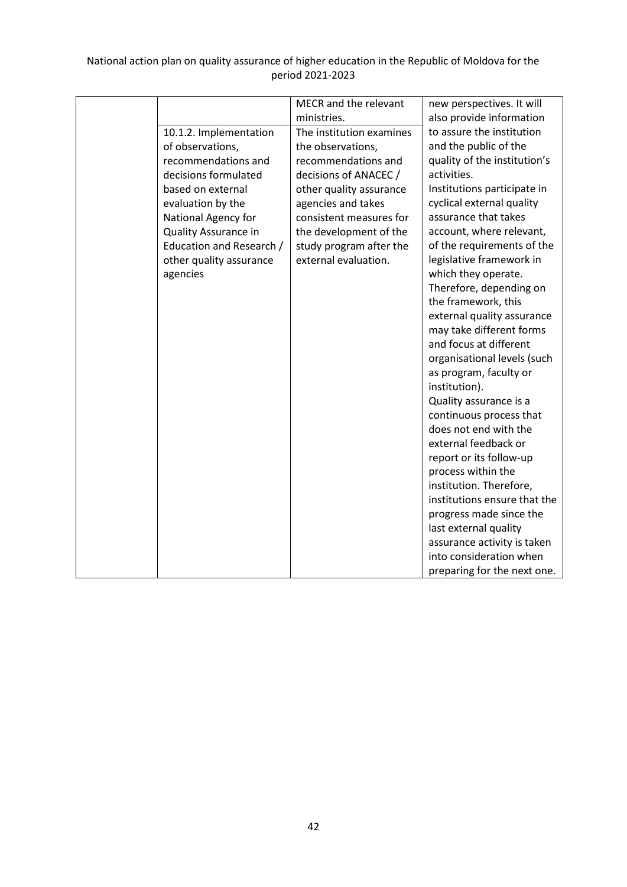| | | | |
|---|---|---|---|
| | | MECR and the relevant ministries. | new perspectives. It will also provide information to assure the institution and the public of the quality of the institution's activities. Institutions participate in cyclical external quality assurance that takes account, where relevant, of the requirements of the legislative framework in which they operate. Therefore, depending on the framework, this external quality assurance may take different forms and focus at different organisational levels (such as program, faculty or institution). Quality assurance is a continuous process that does not end with the external feedback or report or its follow-up process within the institution. Therefore, institutions ensure that the progress made since the last external quality assurance activity is taken into consideration when preparing for the next one. |
| | 10.1.2. Implementation of observations, recommendations and decisions formulated based on external evaluation by the National Agency for Quality Assurance in Education and Research / other quality assurance agencies | The institution examines the observations, recommendations and decisions of ANACEC / other quality assurance agencies and takes consistent measures for the development of the study program after the external evaluation. | |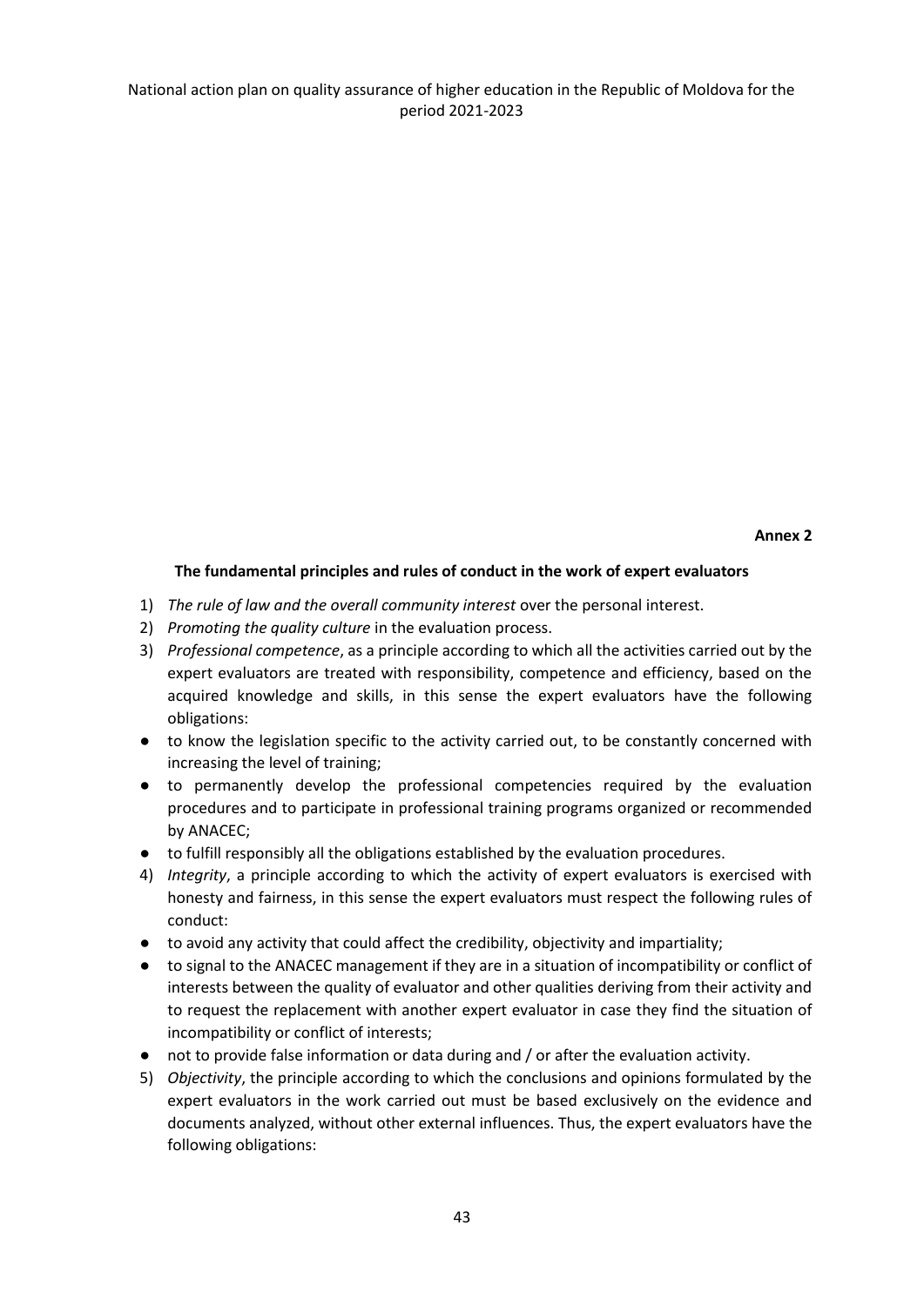**Annex 2**

**The fundamental principles and rules of conduct in the work of expert evaluators**

1) *The rule of law and the overall community interest* over the personal interest.
2) *Promoting the quality culture* in the evaluation process.
3) *Professional competence*, as a principle according to which all the activities carried out by the expert evaluators are treated with responsibility, competence and efficiency, based on the acquired knowledge and skills, in this sense the expert evaluators have the following obligations:

- to know the legislation specific to the activity carried out, to be constantly concerned with increasing the level of training;
- to permanently develop the professional competencies required by the evaluation procedures and to participate in professional training programs organized or recommended by ANACEC;
- to fulfill responsibly all the obligations established by the evaluation procedures.

4) *Integrity*, a principle according to which the activity of expert evaluators is exercised with honesty and fairness, in this sense the expert evaluators must respect the following rules of conduct:

- to avoid any activity that could affect the credibility, objectivity and impartiality;
- to signal to the ANACEC management if they are in a situation of incompatibility or conflict of interests between the quality of evaluator and other qualities deriving from their activity and to request the replacement with another expert evaluator in case they find the situation of incompatibility or conflict of interests;
- not to provide false information or data during and / or after the evaluation activity.

5) *Objectivity*, the principle according to which the conclusions and opinions formulated by the expert evaluators in the work carried out must be based exclusively on the evidence and documents analyzed, without other external influences. Thus, the expert evaluators have the following obligations: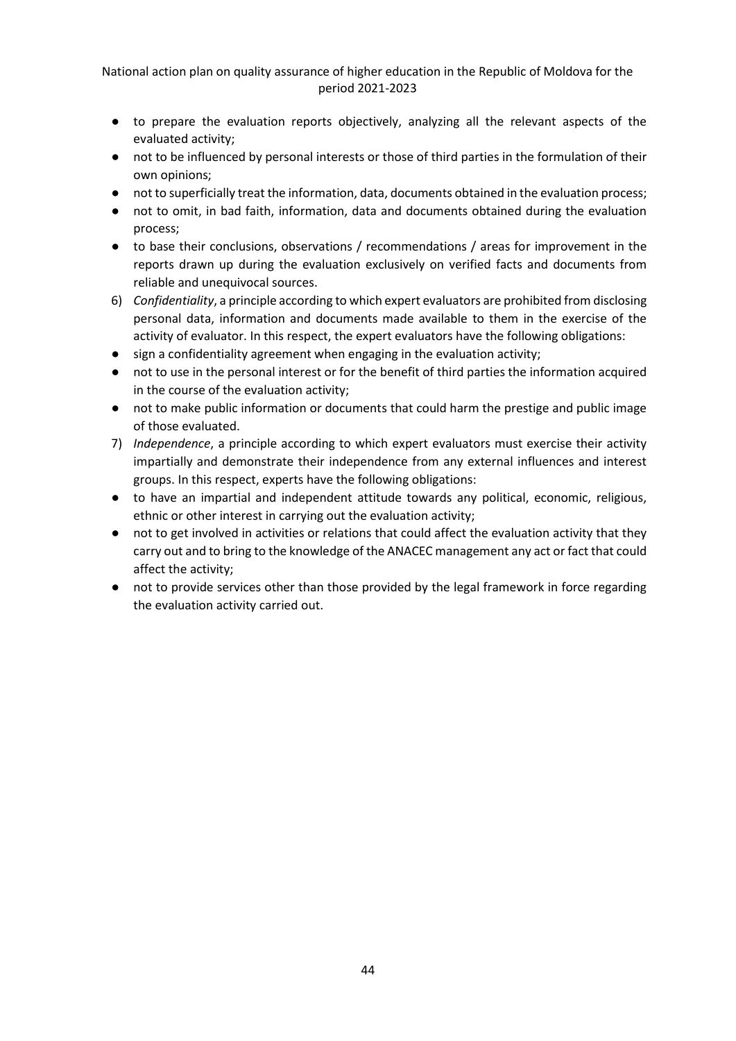- to prepare the evaluation reports objectively, analyzing all the relevant aspects of the evaluated activity;
- not to be influenced by personal interests or those of third parties in the formulation of their own opinions;
- not to superficially treat the information, data, documents obtained in the evaluation process;
- not to omit, in bad faith, information, data and documents obtained during the evaluation process;
- to base their conclusions, observations / recommendations / areas for improvement in the reports drawn up during the evaluation exclusively on verified facts and documents from reliable and unequivocal sources.

6) *Confidentiality*, a principle according to which expert evaluators are prohibited from disclosing personal data, information and documents made available to them in the exercise of the activity of evaluator. In this respect, the expert evaluators have the following obligations:

- sign a confidentiality agreement when engaging in the evaluation activity;
- not to use in the personal interest or for the benefit of third parties the information acquired in the course of the evaluation activity;
- not to make public information or documents that could harm the prestige and public image of those evaluated.

7) *Independence*, a principle according to which expert evaluators must exercise their activity impartially and demonstrate their independence from any external influences and interest groups. In this respect, experts have the following obligations:

- to have an impartial and independent attitude towards any political, economic, religious, ethnic or other interest in carrying out the evaluation activity;
- not to get involved in activities or relations that could affect the evaluation activity that they carry out and to bring to the knowledge of the ANACEC management any act or fact that could affect the activity;
- not to provide services other than those provided by the legal framework in force regarding the evaluation activity carried out.